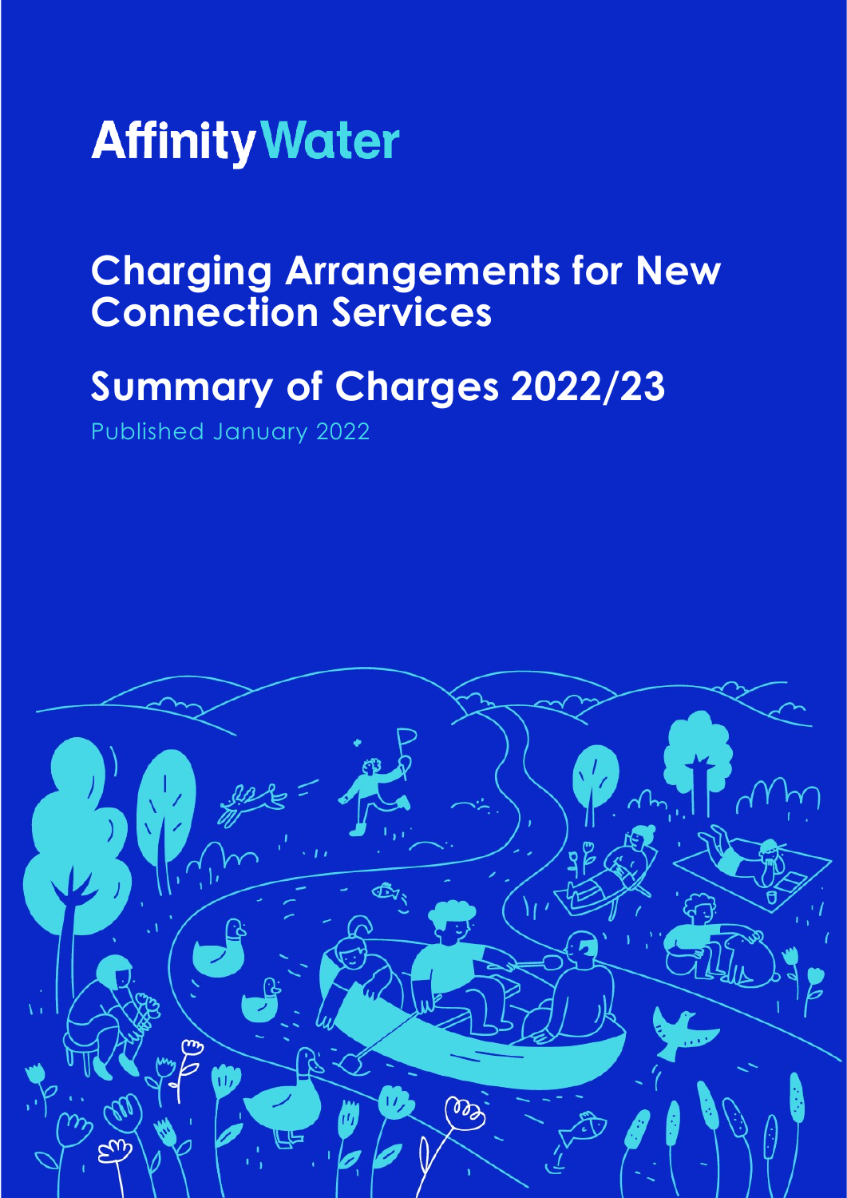Affinity Water

# Charging Arrangements for New Connection Services

# Summary of Charges 2022/23

Published January 2022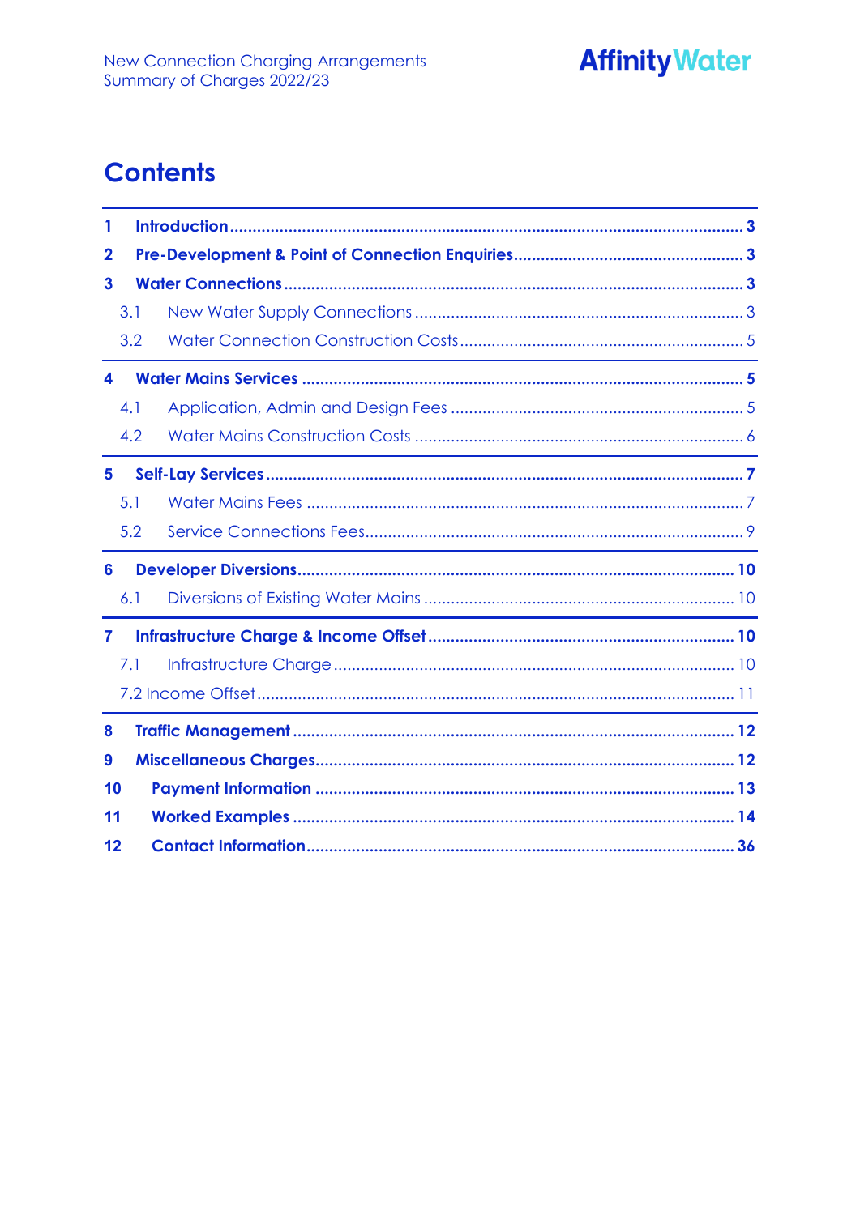# Contents

- 1 Introduction ... 3
- 2 Pre-Development & Point of Connection Enquiries ... 3
- 3 Water Connections ... 3
  - 3.1 New Water Supply Connections ... 3
  - 3.2 Water Connection Construction Costs ... 5
- 4 Water Mains Services ... 5
  - 4.1 Application, Admin and Design Fees ... 5
  - 4.2 Water Mains Construction Costs ... 6
- 5 Self-Lay Services ... 7
  - 5.1 Water Mains Fees ... 7
  - 5.2 Service Connections Fees ... 9
- 6 Developer Diversions ... 10
  - 6.1 Diversions of Existing Water Mains ... 10
- 7 Infrastructure Charge & Income Offset ... 10
  - 7.1 Infrastructure Charge ... 10
  - 7.2 Income Offset ... 11
- 8 Traffic Management ... 12
- 9 Miscellaneous Charges ... 12
- 10 Payment Information ... 13
- 11 Worked Examples ... 14
- 12 Contact Information ... 36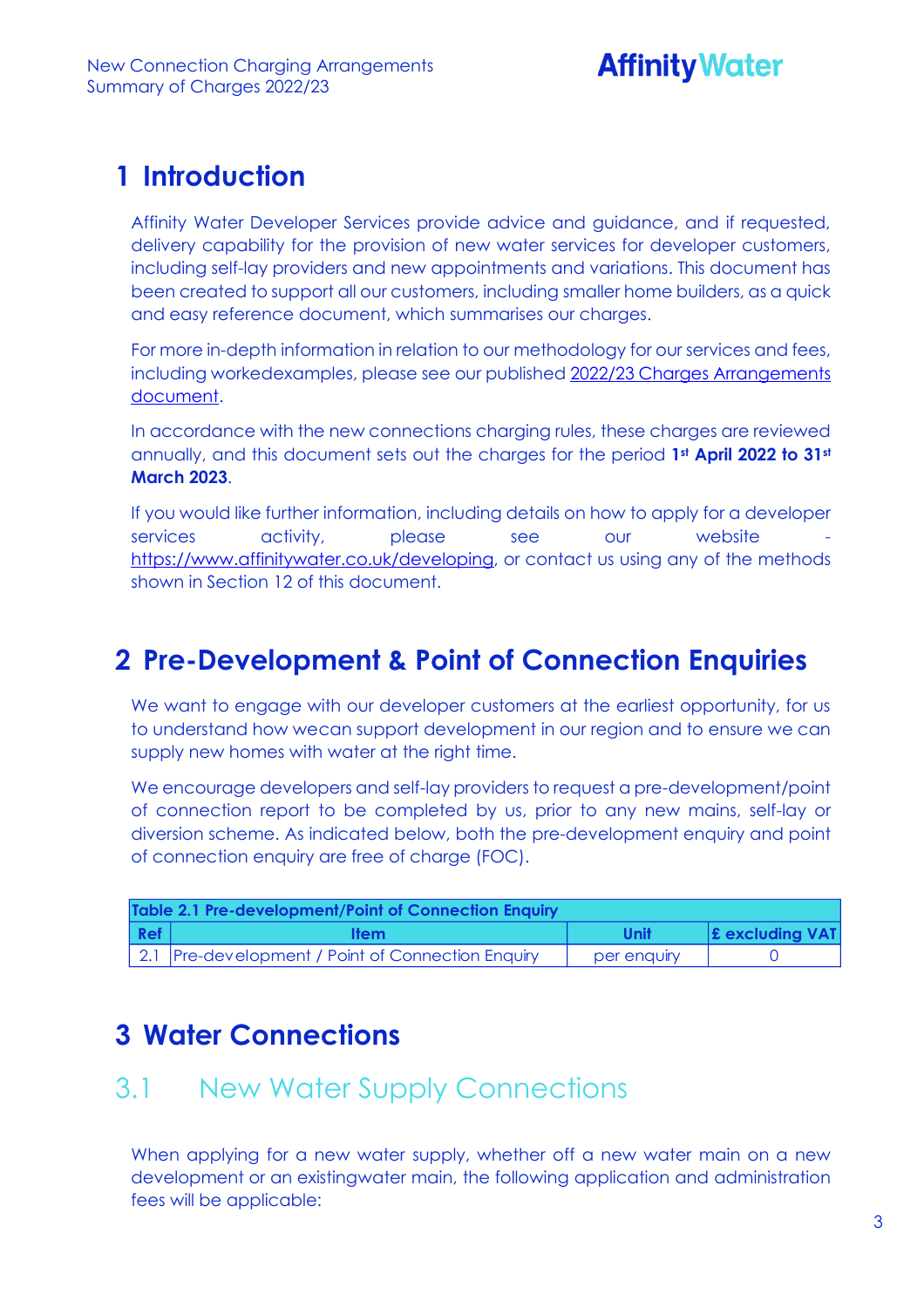# 1 Introduction

Affinity Water Developer Services provide advice and guidance, and if requested, delivery capability for the provision of new water services for developer customers, including self-lay providers and new appointments and variations. This document has been created to support all our customers, including smaller home builders, as a quick and easy reference document, which summarises our charges.

For more in-depth information in relation to our methodology for our services and fees, including workedexamples, please see our published 2022/23 Charges Arrangements document.

In accordance with the new connections charging rules, these charges are reviewed annually, and this document sets out the charges for the period **1st April 2022 to 31st March 2023**.

If you would like further information, including details on how to apply for a developer services activity, please see our website - https://www.affinitywater.co.uk/developing, or contact us using any of the methods shown in Section 12 of this document.

# 2 Pre-Development & Point of Connection Enquiries

We want to engage with our developer customers at the earliest opportunity, for us to understand how wecan support development in our region and to ensure we can supply new homes with water at the right time.

We encourage developers and self-lay providers to request a pre-development/point of connection report to be completed by us, prior to any new mains, self-lay or diversion scheme. As indicated below, both the pre-development enquiry and point of connection enquiry are free of charge (FOC).

| **Table 2.1 Pre-development/Point of Connection Enquiry** | | | |
|---|---|---|---|
| **Ref** | **Item** | **Unit** | **£ excluding VAT** |
| 2.1 | Pre-development / Point of Connection Enquiry | per enquiry | 0 |

# 3 Water Connections

## 3.1 New Water Supply Connections

When applying for a new water supply, whether off a new water main on a new development or an existingwater main, the following application and administration fees will be applicable: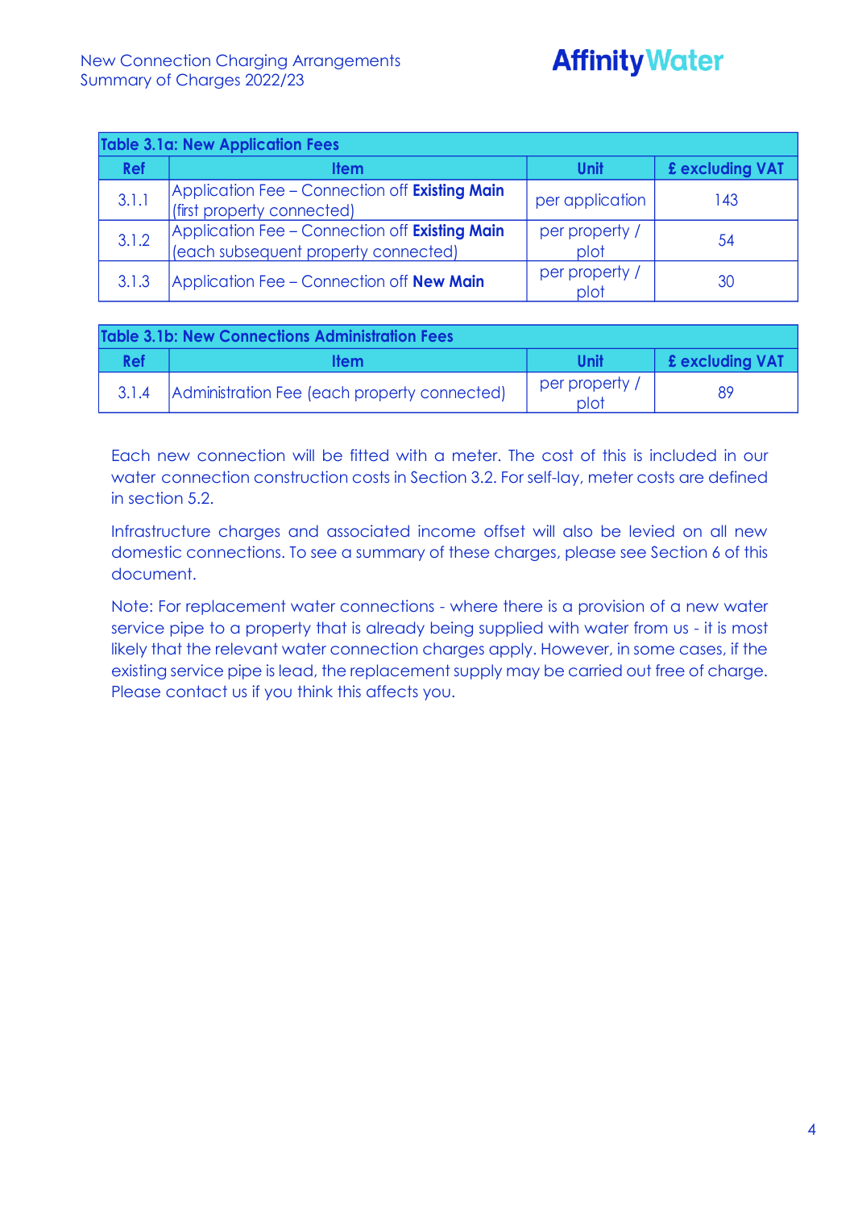| Table 3.1a: New Application Fees | | | |
|---|---|---|---|
| **Ref** | **Item** | **Unit** | **£ excluding VAT** |
| 3.1.1 | Application Fee – Connection off **Existing Main** (first property connected) | per application | 143 |
| 3.1.2 | Application Fee – Connection off **Existing Main** (each subsequent property connected) | per property / plot | 54 |
| 3.1.3 | Application Fee – Connection off **New Main** | per property / plot | 30 |

| Table 3.1b: New Connections Administration Fees | | | |
|---|---|---|---|
| **Ref** | **Item** | **Unit** | **£ excluding VAT** |
| 3.1.4 | Administration Fee (each property connected) | per property / plot | 89 |

Each new connection will be fitted with a meter. The cost of this is included in our water connection construction costs in Section 3.2. For self-lay, meter costs are defined in section 5.2.

Infrastructure charges and associated income offset will also be levied on all new domestic connections. To see a summary of these charges, please see Section 6 of this document.

Note: For replacement water connections - where there is a provision of a new water service pipe to a property that is already being supplied with water from us - it is most likely that the relevant water connection charges apply. However, in some cases, if the existing service pipe is lead, the replacement supply may be carried out free of charge. Please contact us if you think this affects you.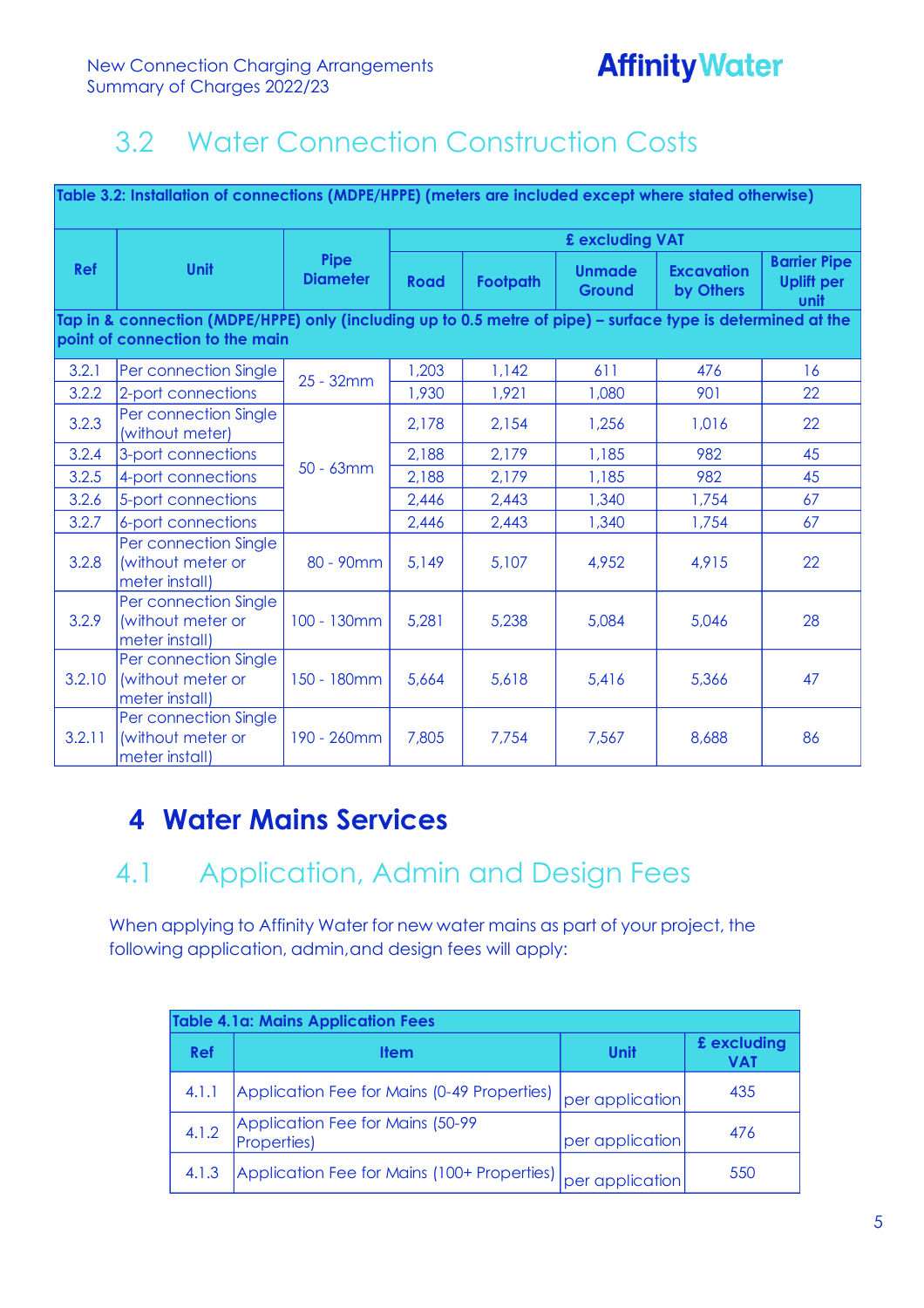## 3.2 Water Connection Construction Costs

| Table 3.2: Installation of connections (MDPE/HPPE) (meters are included except where stated otherwise) | | | | | | | |
|---|---|---|---|---|---|---|---|
| **Ref** | **Unit** | **Pipe Diameter** | **£ excluding VAT** | | | | |
| | | | **Road** | **Footpath** | **Unmade Ground** | **Excavation by Others** | **Barrier Pipe Uplift per unit** |
| **Tap in & connection (MDPE/HPPE) only (including up to 0.5 metre of pipe) – surface type is determined at the point of connection to the main** | | | | | | | |
| 3.2.1 | Per connection Single | 25 - 32mm | 1,203 | 1,142 | 611 | 476 | 16 |
| 3.2.2 | 2-port connections | | 1,930 | 1,921 | 1,080 | 901 | 22 |
| 3.2.3 | Per connection Single (without meter) | 50 - 63mm | 2,178 | 2,154 | 1,256 | 1,016 | 22 |
| 3.2.4 | 3-port connections | | 2,188 | 2,179 | 1,185 | 982 | 45 |
| 3.2.5 | 4-port connections | | 2,188 | 2,179 | 1,185 | 982 | 45 |
| 3.2.6 | 5-port connections | | 2,446 | 2,443 | 1,340 | 1,754 | 67 |
| 3.2.7 | 6-port connections | | 2,446 | 2,443 | 1,340 | 1,754 | 67 |
| 3.2.8 | Per connection Single (without meter or meter install) | 80 - 90mm | 5,149 | 5,107 | 4,952 | 4,915 | 22 |
| 3.2.9 | Per connection Single (without meter or meter install) | 100 - 130mm | 5,281 | 5,238 | 5,084 | 5,046 | 28 |
| 3.2.10 | Per connection Single (without meter or meter install) | 150 - 180mm | 5,664 | 5,618 | 5,416 | 5,366 | 47 |
| 3.2.11 | Per connection Single (without meter or meter install) | 190 - 260mm | 7,805 | 7,754 | 7,567 | 8,688 | 86 |

# 4 Water Mains Services

## 4.1 Application, Admin and Design Fees

When applying to Affinity Water for new water mains as part of your project, the following application, admin,and design fees will apply:

| Table 4.1a: Mains Application Fees | | | |
|---|---|---|---|
| **Ref** | **Item** | **Unit** | **£ excluding VAT** |
| 4.1.1 | Application Fee for Mains (0-49 Properties) | per application | 435 |
| 4.1.2 | Application Fee for Mains (50-99 Properties) | per application | 476 |
| 4.1.3 | Application Fee for Mains (100+ Properties) | per application | 550 |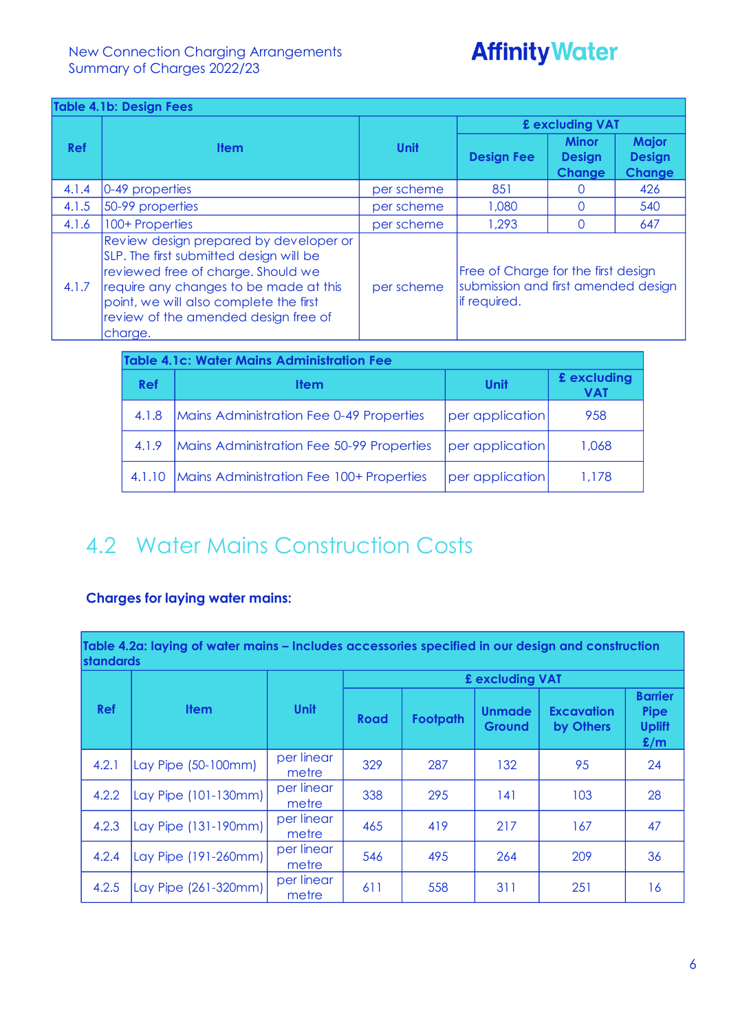| Table 4.1b: Design Fees | | | | | |
|---|---|---|---|---|---|
| Ref | Item | Unit | £ excluding VAT | | |
| | | | Design Fee | Minor Design Change | Major Design Change |
| 4.1.4 | 0-49 properties | per scheme | 851 | 0 | 426 |
| 4.1.5 | 50-99 properties | per scheme | 1,080 | 0 | 540 |
| 4.1.6 | 100+ Properties | per scheme | 1,293 | 0 | 647 |
| 4.1.7 | Review design prepared by developer or SLP. The first submitted design will be reviewed free of charge. Should we require any changes to be made at this point, we will also complete the first review of the amended design free of charge. | per scheme | Free of Charge for the first design submission and first amended design if required. | | |

| Table 4.1c: Water Mains Administration Fee | | | |
|---|---|---|---|
| Ref | Item | Unit | £ excluding VAT |
| 4.1.8 | Mains Administration Fee 0-49 Properties | per application | 958 |
| 4.1.9 | Mains Administration Fee 50-99 Properties | per application | 1,068 |
| 4.1.10 | Mains Administration Fee 100+ Properties | per application | 1,178 |

## 4.2 Water Mains Construction Costs

**Charges for laying water mains:**

| Table 4.2a: laying of water mains – Includes accessories specified in our design and construction standards | | | | | | | |
|---|---|---|---|---|---|---|---|
| Ref | Item | Unit | £ excluding VAT | | | | |
| | | | Road | Footpath | Unmade Ground | Excavation by Others | Barrier Pipe Uplift £/m |
| 4.2.1 | Lay Pipe (50-100mm) | per linear metre | 329 | 287 | 132 | 95 | 24 |
| 4.2.2 | Lay Pipe (101-130mm) | per linear metre | 338 | 295 | 141 | 103 | 28 |
| 4.2.3 | Lay Pipe (131-190mm) | per linear metre | 465 | 419 | 217 | 167 | 47 |
| 4.2.4 | Lay Pipe (191-260mm) | per linear metre | 546 | 495 | 264 | 209 | 36 |
| 4.2.5 | Lay Pipe (261-320mm) | per linear metre | 611 | 558 | 311 | 251 | 16 |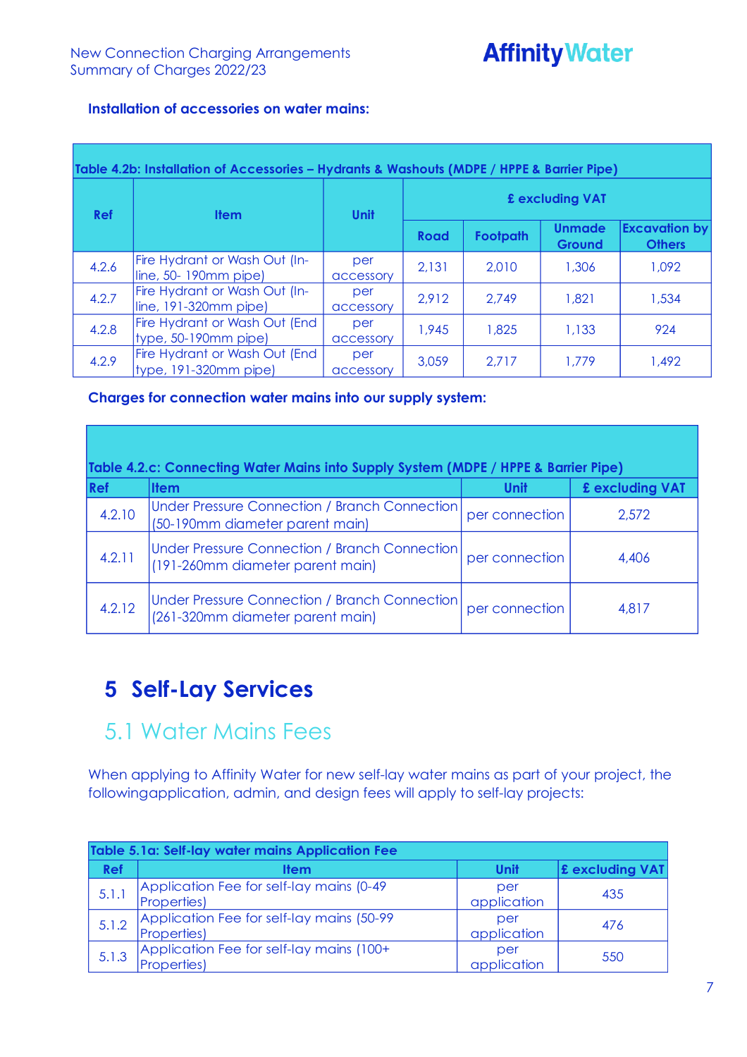**Installation of accessories on water mains:**

| Table 4.2b: Installation of Accessories – Hydrants & Washouts (MDPE / HPPE & Barrier Pipe) | | | | | | |
|---|---|---|---|---|---|---|
| Ref | Item | Unit | £ excluding VAT | | | |
| | | | Road | Footpath | Unmade Ground | Excavation by Others |
| 4.2.6 | Fire Hydrant or Wash Out (In-line, 50- 190mm pipe) | per accessory | 2,131 | 2,010 | 1,306 | 1,092 |
| 4.2.7 | Fire Hydrant or Wash Out (In-line, 191-320mm pipe) | per accessory | 2,912 | 2,749 | 1,821 | 1,534 |
| 4.2.8 | Fire Hydrant or Wash Out (End type, 50-190mm pipe) | per accessory | 1,945 | 1,825 | 1,133 | 924 |
| 4.2.9 | Fire Hydrant or Wash Out (End type, 191-320mm pipe) | per accessory | 3,059 | 2,717 | 1,779 | 1,492 |

**Charges for connection water mains into our supply system:**

| Table 4.2.c: Connecting Water Mains into Supply System (MDPE / HPPE & Barrier Pipe) | | | |
|---|---|---|---|
| Ref | Item | Unit | £ excluding VAT |
| 4.2.10 | Under Pressure Connection / Branch Connection (50-190mm diameter parent main) | per connection | 2,572 |
| 4.2.11 | Under Pressure Connection / Branch Connection (191-260mm diameter parent main) | per connection | 4,406 |
| 4.2.12 | Under Pressure Connection / Branch Connection (261-320mm diameter parent main) | per connection | 4,817 |

# 5 Self-Lay Services

## 5.1 Water Mains Fees

When applying to Affinity Water for new self-lay water mains as part of your project, the followingapplication, admin, and design fees will apply to self-lay projects:

| Table 5.1a: Self-lay water mains Application Fee | | | |
|---|---|---|---|
| Ref | Item | Unit | £ excluding VAT |
| 5.1.1 | Application Fee for self-lay mains (0-49 Properties) | per application | 435 |
| 5.1.2 | Application Fee for self-lay mains (50-99 Properties) | per application | 476 |
| 5.1.3 | Application Fee for self-lay mains (100+ Properties) | per application | 550 |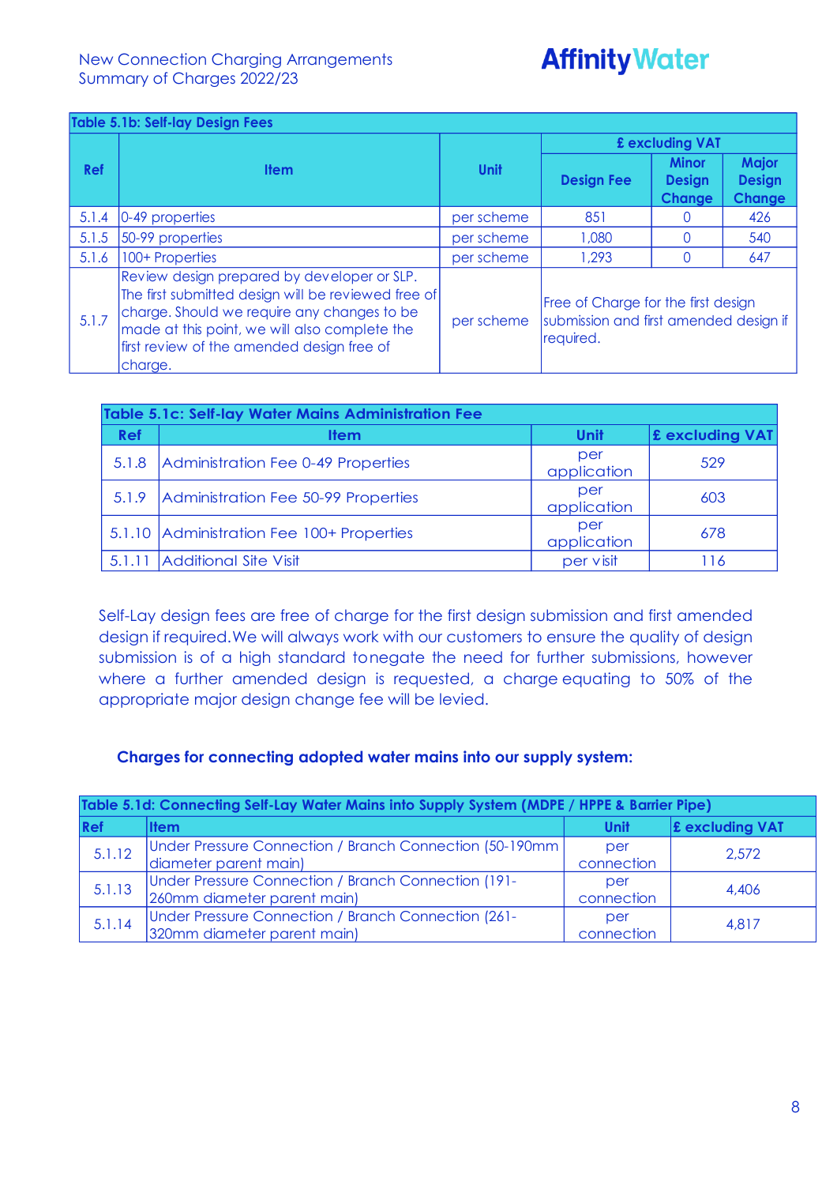| Table 5.1b: Self-lay Design Fees | | | | | |
|---|---|---|---|---|---|
| Ref | Item | Unit | £ excluding VAT | | |
| | | | Design Fee | Minor Design Change | Major Design Change |
| 5.1.4 | 0-49 properties | per scheme | 851 | 0 | 426 |
| 5.1.5 | 50-99 properties | per scheme | 1,080 | 0 | 540 |
| 5.1.6 | 100+ Properties | per scheme | 1,293 | 0 | 647 |
| 5.1.7 | Review design prepared by developer or SLP. The first submitted design will be reviewed free of charge. Should we require any changes to be made at this point, we will also complete the first review of the amended design free of charge. | per scheme | Free of Charge for the first design submission and first amended design if required. | | |

| Table 5.1c: Self-lay Water Mains Administration Fee | | | |
|---|---|---|---|
| Ref | Item | Unit | £ excluding VAT |
| 5.1.8 | Administration Fee 0-49 Properties | per application | 529 |
| 5.1.9 | Administration Fee 50-99 Properties | per application | 603 |
| 5.1.10 | Administration Fee 100+ Properties | per application | 678 |
| 5.1.11 | Additional Site Visit | per visit | 116 |

Self-Lay design fees are free of charge for the first design submission and first amended design if required.We will always work with our customers to ensure the quality of design submission is of a high standard tonegate the need for further submissions, however where a further amended design is requested, a charge equating to 50% of the appropriate major design change fee will be levied.

**Charges for connecting adopted water mains into our supply system:**

| Table 5.1d: Connecting Self-Lay Water Mains into Supply System (MDPE / HPPE & Barrier Pipe) | | | |
|---|---|---|---|
| Ref | Item | Unit | £ excluding VAT |
| 5.1.12 | Under Pressure Connection / Branch Connection (50-190mm diameter parent main) | per connection | 2,572 |
| 5.1.13 | Under Pressure Connection / Branch Connection (191-260mm diameter parent main) | per connection | 4,406 |
| 5.1.14 | Under Pressure Connection / Branch Connection (261-320mm diameter parent main) | per connection | 4,817 |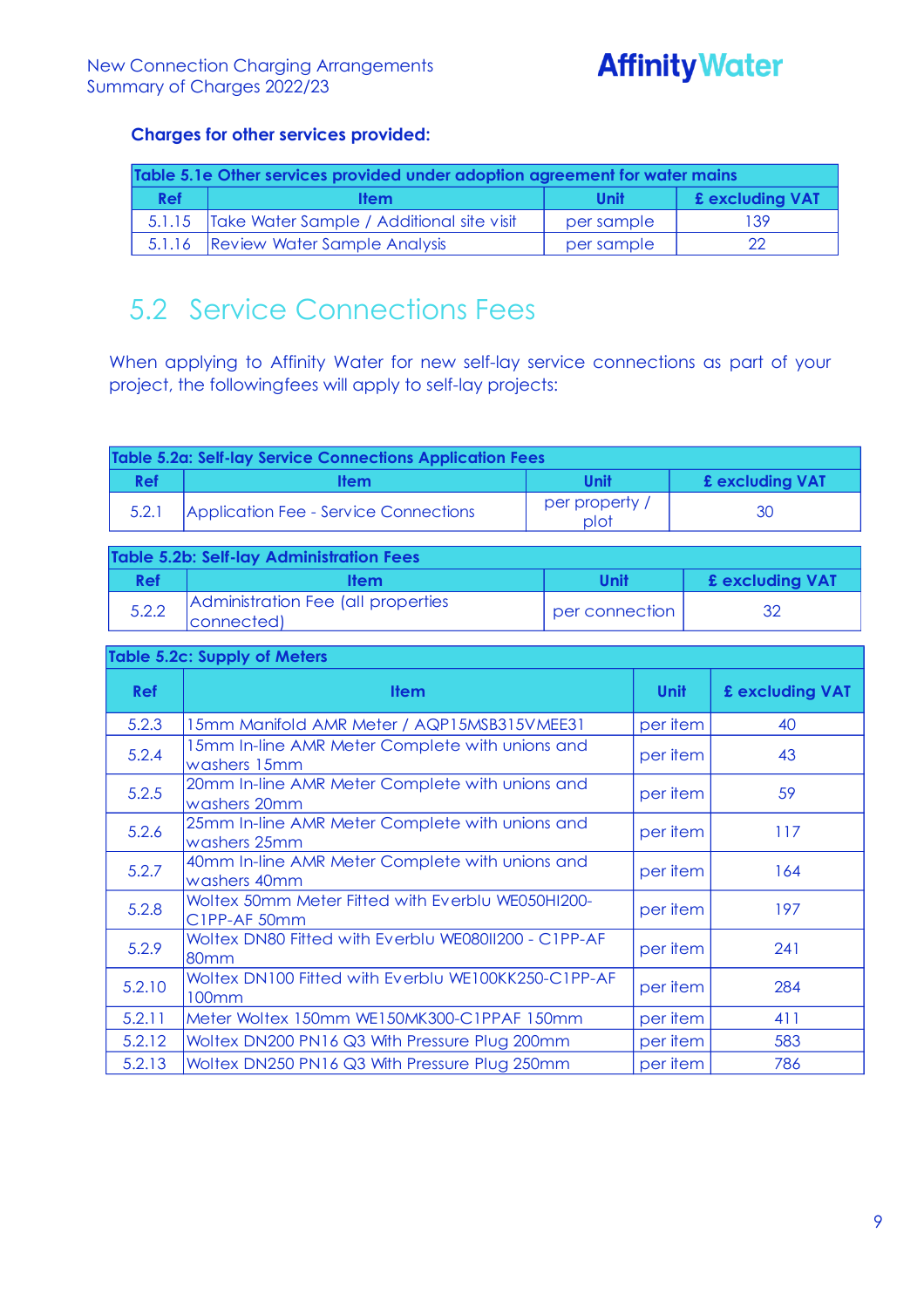**Charges for other services provided:**

| Table 5.1e Other services provided under adoption agreement for water mains | | | |
|---|---|---|---|
| **Ref** | **Item** | **Unit** | **£ excluding VAT** |
| 5.1.15 | Take Water Sample / Additional site visit | per sample | 139 |
| 5.1.16 | Review Water Sample Analysis | per sample | 22 |

## 5.2 Service Connections Fees

When applying to Affinity Water for new self-lay service connections as part of your project, the followingfees will apply to self-lay projects:

| Table 5.2a: Self-lay Service Connections Application Fees | | | |
|---|---|---|---|
| **Ref** | **Item** | **Unit** | **£ excluding VAT** |
| 5.2.1 | Application Fee - Service Connections | per property / plot | 30 |

| Table 5.2b: Self-lay Administration Fees | | | |
|---|---|---|---|
| **Ref** | **Item** | **Unit** | **£ excluding VAT** |
| 5.2.2 | Administration Fee (all properties connected) | per connection | 32 |

| Table 5.2c: Supply of Meters | | | |
|---|---|---|---|
| **Ref** | **Item** | **Unit** | **£ excluding VAT** |
| 5.2.3 | 15mm Manifold AMR Meter / AQP15MSB315VMEE31 | per item | 40 |
| 5.2.4 | 15mm In-line AMR Meter Complete with unions and washers 15mm | per item | 43 |
| 5.2.5 | 20mm In-line AMR Meter Complete with unions and washers 20mm | per item | 59 |
| 5.2.6 | 25mm In-line AMR Meter Complete with unions and washers 25mm | per item | 117 |
| 5.2.7 | 40mm In-line AMR Meter Complete with unions and washers 40mm | per item | 164 |
| 5.2.8 | Woltex 50mm Meter Fitted with Everblu WE050HI200-C1PP-AF 50mm | per item | 197 |
| 5.2.9 | Woltex DN80 Fitted with Everblu WE080II200 - C1PP-AF 80mm | per item | 241 |
| 5.2.10 | Woltex DN100 Fitted with Everblu WE100KK250-C1PP-AF 100mm | per item | 284 |
| 5.2.11 | Meter Woltex 150mm WE150MK300-C1PPAF 150mm | per item | 411 |
| 5.2.12 | Woltex DN200 PN16 Q3 With Pressure Plug 200mm | per item | 583 |
| 5.2.13 | Woltex DN250 PN16 Q3 With Pressure Plug 250mm | per item | 786 |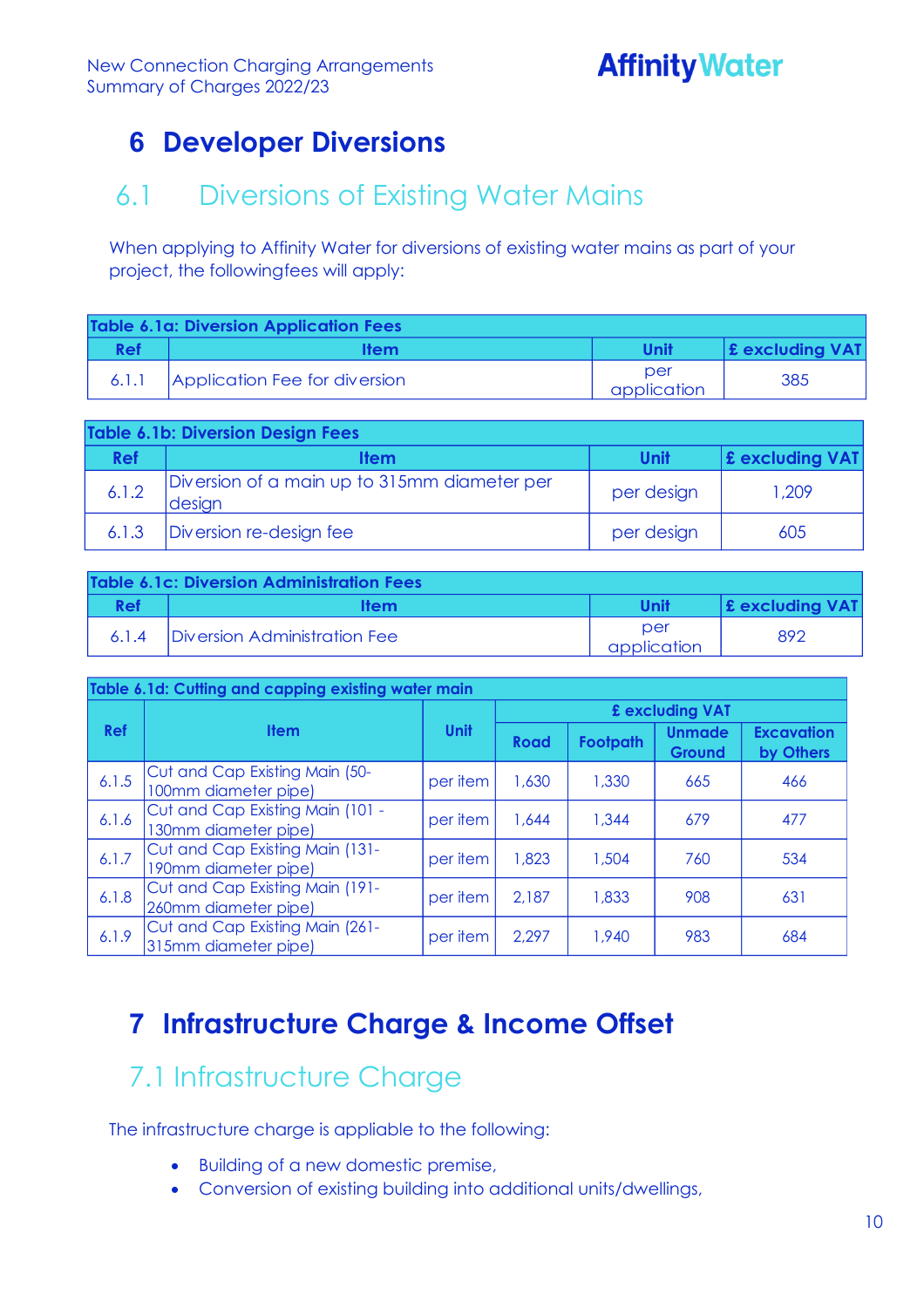# 6 Developer Diversions

## 6.1 Diversions of Existing Water Mains

When applying to Affinity Water for diversions of existing water mains as part of your project, the followingfees will apply:

| Table 6.1a: Diversion Application Fees | | | |
|---|---|---|---|
| **Ref** | **Item** | **Unit** | **£ excluding VAT** |
| 6.1.1 | Application Fee for diversion | per application | 385 |

| Table 6.1b: Diversion Design Fees | | | |
|---|---|---|---|
| **Ref** | **Item** | **Unit** | **£ excluding VAT** |
| 6.1.2 | Diversion of a main up to 315mm diameter per design | per design | 1,209 |
| 6.1.3 | Diversion re-design fee | per design | 605 |

| Table 6.1c: Diversion Administration Fees | | | |
|---|---|---|---|
| **Ref** | **Item** | **Unit** | **£ excluding VAT** |
| 6.1.4 | Diversion Administration Fee | per application | 892 |

| Table 6.1d: Cutting and capping existing water main | | | | | | |
|---|---|---|---|---|---|---|
| **Ref** | **Item** | **Unit** | **£ excluding VAT** | | | |
| | | | **Road** | **Footpath** | **Unmade Ground** | **Excavation by Others** |
| 6.1.5 | Cut and Cap Existing Main (50-100mm diameter pipe) | per item | 1,630 | 1,330 | 665 | 466 |
| 6.1.6 | Cut and Cap Existing Main (101 -130mm diameter pipe) | per item | 1,644 | 1,344 | 679 | 477 |
| 6.1.7 | Cut and Cap Existing Main (131-190mm diameter pipe) | per item | 1,823 | 1,504 | 760 | 534 |
| 6.1.8 | Cut and Cap Existing Main (191-260mm diameter pipe) | per item | 2,187 | 1,833 | 908 | 631 |
| 6.1.9 | Cut and Cap Existing Main (261-315mm diameter pipe) | per item | 2,297 | 1,940 | 983 | 684 |

# 7 Infrastructure Charge & Income Offset

## 7.1 Infrastructure Charge

The infrastructure charge is appliable to the following:

- Building of a new domestic premise,
- Conversion of existing building into additional units/dwellings,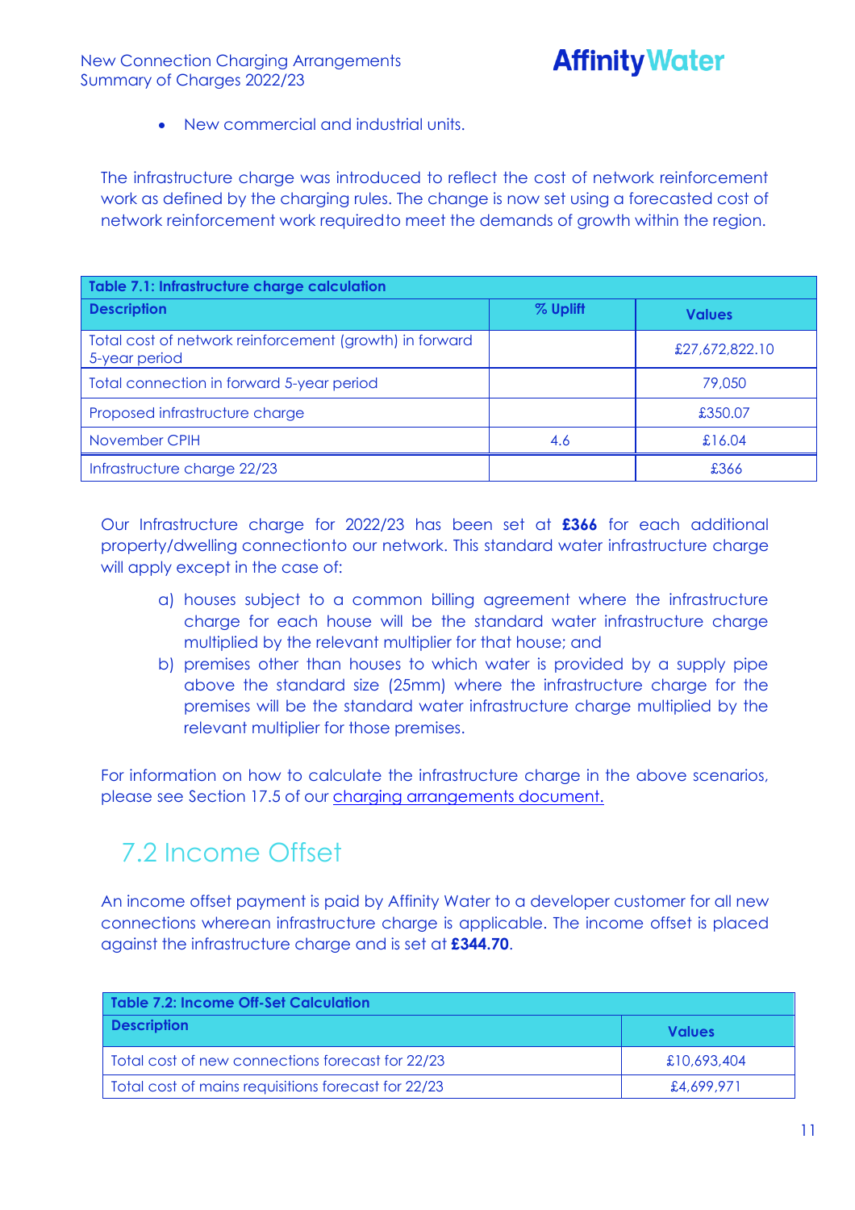- New commercial and industrial units.

The infrastructure charge was introduced to reflect the cost of network reinforcement work as defined by the charging rules. The change is now set using a forecasted cost of network reinforcement work requiredto meet the demands of growth within the region.

| Table 7.1: Infrastructure charge calculation | | |
|---|---|---|
| **Description** | **% Uplift** | **Values** |
| Total cost of network reinforcement (growth) in forward 5-year period | | £27,672,822.10 |
| Total connection in forward 5-year period | | 79,050 |
| Proposed infrastructure charge | | £350.07 |
| November CPIH | 4.6 | £16.04 |
| Infrastructure charge 22/23 | | £366 |

Our Infrastructure charge for 2022/23 has been set at **£366** for each additional property/dwelling connectionto our network. This standard water infrastructure charge will apply except in the case of:

a) houses subject to a common billing agreement where the infrastructure charge for each house will be the standard water infrastructure charge multiplied by the relevant multiplier for that house; and
b) premises other than houses to which water is provided by a supply pipe above the standard size (25mm) where the infrastructure charge for the premises will be the standard water infrastructure charge multiplied by the relevant multiplier for those premises.

For information on how to calculate the infrastructure charge in the above scenarios, please see Section 17.5 of our charging arrangements document.

## 7.2 Income Offset

An income offset payment is paid by Affinity Water to a developer customer for all new connections wherean infrastructure charge is applicable. The income offset is placed against the infrastructure charge and is set at **£344.70**.

| Table 7.2: Income Off-Set Calculation | |
|---|---|
| **Description** | **Values** |
| Total cost of new connections forecast for 22/23 | £10,693,404 |
| Total cost of mains requisitions forecast for 22/23 | £4,699,971 |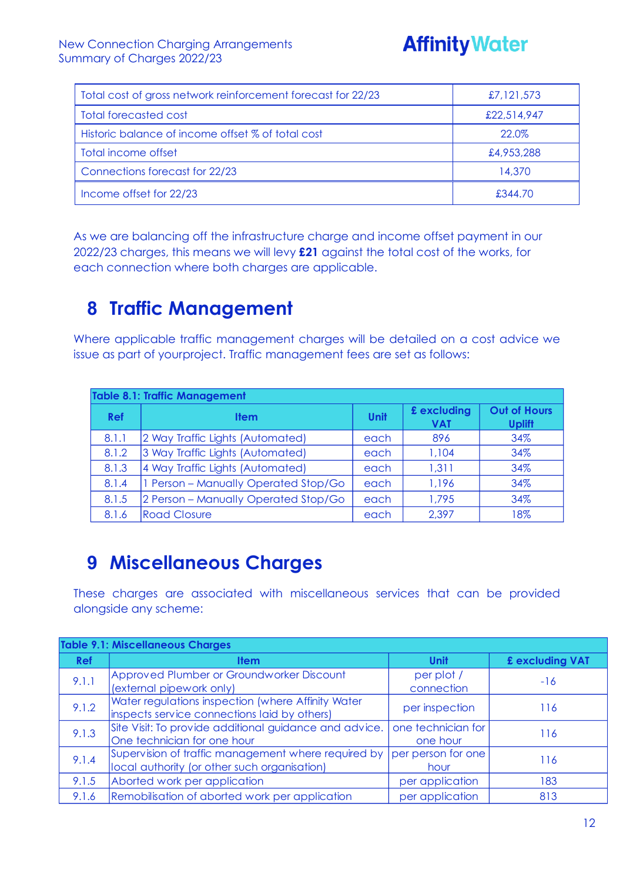| Total cost of gross network reinforcement forecast for 22/23 | £7,121,573 |
| --- | --- |
| Total forecasted cost | £22,514,947 |
| Historic balance of income offset % of total cost | 22.0% |
| Total income offset | £4,953,288 |
| Connections forecast for 22/23 | 14,370 |
| Income offset for 22/23 | £344.70 |

As we are balancing off the infrastructure charge and income offset payment in our 2022/23 charges, this means we will levy **£21** against the total cost of the works, for each connection where both charges are applicable.

# 8 Traffic Management

Where applicable traffic management charges will be detailed on a cost advice we issue as part of yourproject. Traffic management fees are set as follows:

**Table 8.1: Traffic Management**

| Ref | Item | Unit | £ excluding VAT | Out of Hours Uplift |
| --- | --- | --- | --- | --- |
| 8.1.1 | 2 Way Traffic Lights (Automated) | each | 896 | 34% |
| 8.1.2 | 3 Way Traffic Lights (Automated) | each | 1,104 | 34% |
| 8.1.3 | 4 Way Traffic Lights (Automated) | each | 1,311 | 34% |
| 8.1.4 | 1 Person – Manually Operated Stop/Go | each | 1,196 | 34% |
| 8.1.5 | 2 Person – Manually Operated Stop/Go | each | 1,795 | 34% |
| 8.1.6 | Road Closure | each | 2,397 | 18% |

# 9 Miscellaneous Charges

These charges are associated with miscellaneous services that can be provided alongside any scheme:

**Table 9.1: Miscellaneous Charges**

| Ref | Item | Unit | £ excluding VAT |
| --- | --- | --- | --- |
| 9.1.1 | Approved Plumber or Groundworker Discount (external pipework only) | per plot / connection | -16 |
| 9.1.2 | Water regulations inspection (where Affinity Water inspects service connections laid by others) | per inspection | 116 |
| 9.1.3 | Site Visit: To provide additional guidance and advice. One technician for one hour | one technician for one hour | 116 |
| 9.1.4 | Supervision of traffic management where required by local authority (or other such organisation) | per person for one hour | 116 |
| 9.1.5 | Aborted work per application | per application | 183 |
| 9.1.6 | Remobilisation of aborted work per application | per application | 813 |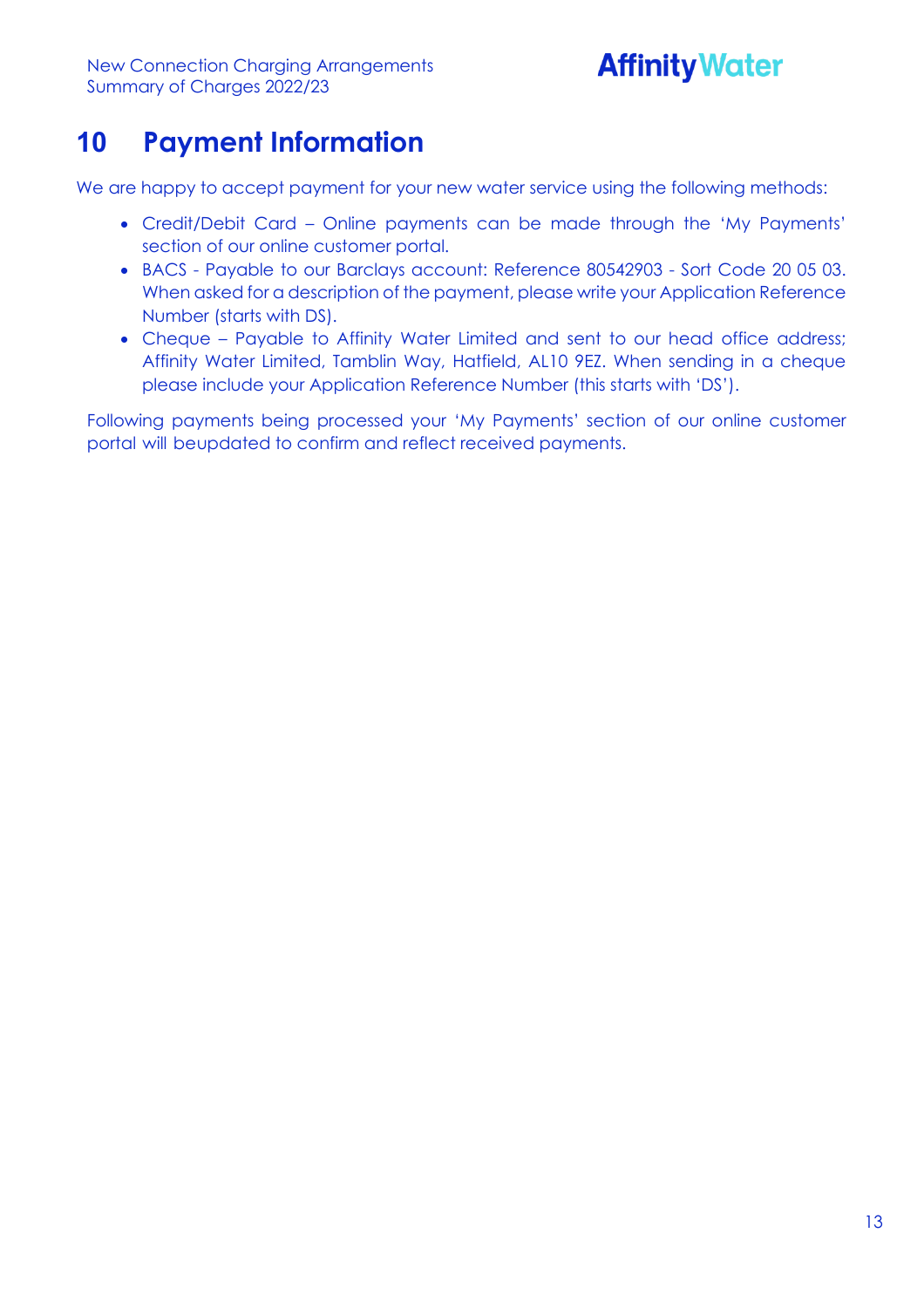# 10 Payment Information

We are happy to accept payment for your new water service using the following methods:

- Credit/Debit Card – Online payments can be made through the 'My Payments' section of our online customer portal.
- BACS - Payable to our Barclays account: Reference 80542903 - Sort Code 20 05 03. When asked for a description of the payment, please write your Application Reference Number (starts with DS).
- Cheque – Payable to Affinity Water Limited and sent to our head office address; Affinity Water Limited, Tamblin Way, Hatfield, AL10 9EZ. When sending in a cheque please include your Application Reference Number (this starts with 'DS').

Following payments being processed your 'My Payments' section of our online customer portal will beupdated to confirm and reflect received payments.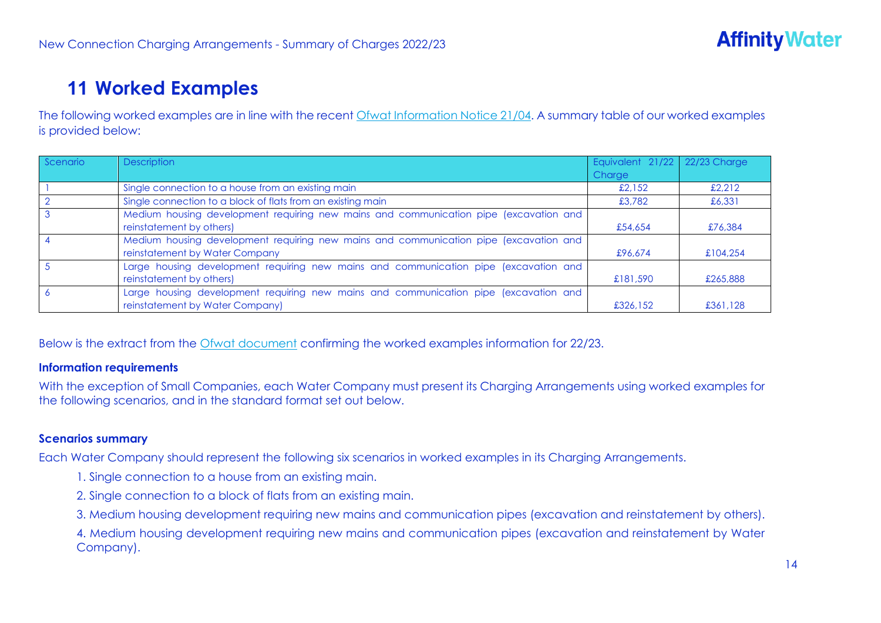# 11 Worked Examples

The following worked examples are in line with the recent [Ofwat Information Notice 21/04](). A summary table of our worked examples is provided below:

| Scenario | Description | Equivalent 21/22 Charge | 22/23 Charge |
|---|---|---|---|
| 1 | Single connection to a house from an existing main | £2,152 | £2,212 |
| 2 | Single connection to a block of flats from an existing main | £3,782 | £6,331 |
| 3 | Medium housing development requiring new mains and communication pipe (excavation and reinstatement by others) | £54,654 | £76,384 |
| 4 | Medium housing development requiring new mains and communication pipe (excavation and reinstatement by Water Company | £96,674 | £104,254 |
| 5 | Large housing development requiring new mains and communication pipe (excavation and reinstatement by others) | £181,590 | £265,888 |
| 6 | Large housing development requiring new mains and communication pipe (excavation and reinstatement by Water Company) | £326,152 | £361,128 |

Below is the extract from the [Ofwat document]() confirming the worked examples information for 22/23.

**Information requirements**

With the exception of Small Companies, each Water Company must present its Charging Arrangements using worked examples for the following scenarios, and in the standard format set out below.

**Scenarios summary**

Each Water Company should represent the following six scenarios in worked examples in its Charging Arrangements.

1. Single connection to a house from an existing main.
2. Single connection to a block of flats from an existing main.
3. Medium housing development requiring new mains and communication pipes (excavation and reinstatement by others).
4. Medium housing development requiring new mains and communication pipes (excavation and reinstatement by Water Company).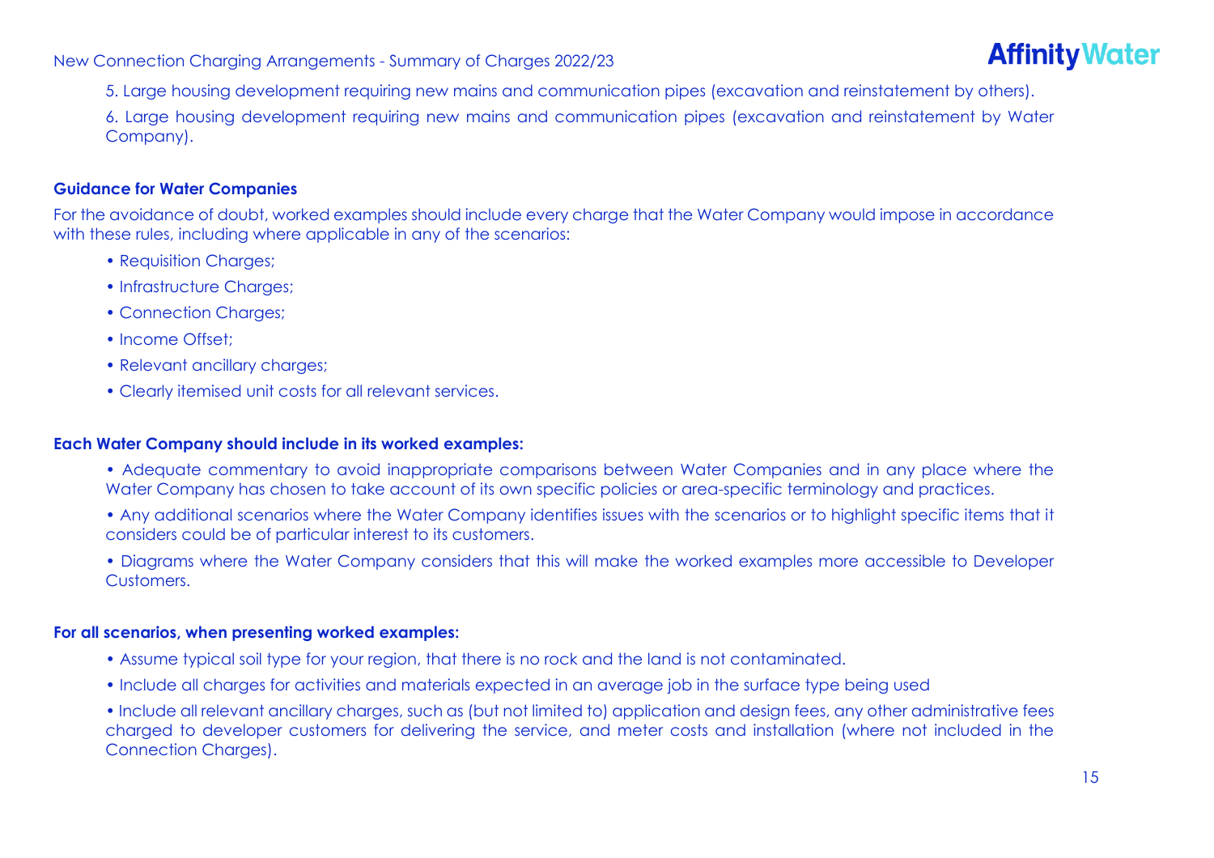5. Large housing development requiring new mains and communication pipes (excavation and reinstatement by others).

6. Large housing development requiring new mains and communication pipes (excavation and reinstatement by Water Company).

**Guidance for Water Companies**

For the avoidance of doubt, worked examples should include every charge that the Water Company would impose in accordance with these rules, including where applicable in any of the scenarios:

- Requisition Charges;
- Infrastructure Charges;
- Connection Charges;
- Income Offset;
- Relevant ancillary charges;
- Clearly itemised unit costs for all relevant services.

**Each Water Company should include in its worked examples:**

- Adequate commentary to avoid inappropriate comparisons between Water Companies and in any place where the Water Company has chosen to take account of its own specific policies or area-specific terminology and practices.
- Any additional scenarios where the Water Company identifies issues with the scenarios or to highlight specific items that it considers could be of particular interest to its customers.
- Diagrams where the Water Company considers that this will make the worked examples more accessible to Developer Customers.

**For all scenarios, when presenting worked examples:**

- Assume typical soil type for your region, that there is no rock and the land is not contaminated.
- Include all charges for activities and materials expected in an average job in the surface type being used
- Include all relevant ancillary charges, such as (but not limited to) application and design fees, any other administrative fees charged to developer customers for delivering the service, and meter costs and installation (where not included in the Connection Charges).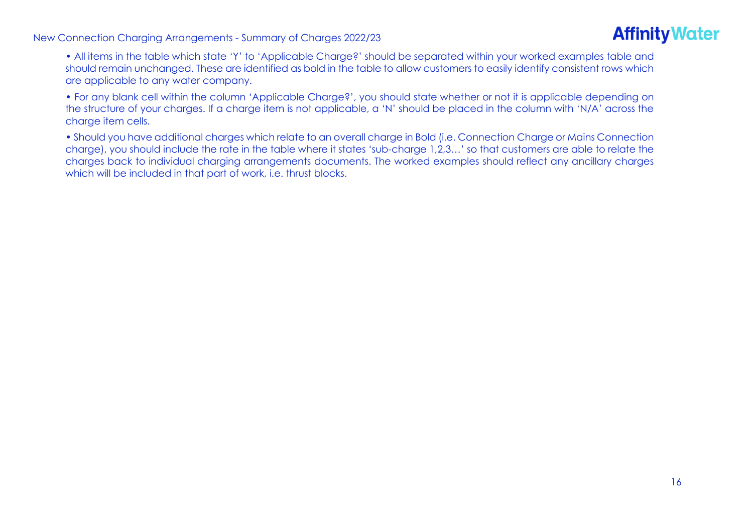- All items in the table which state ‘Y’ to ‘Applicable Charge?’ should be separated within your worked examples table and should remain unchanged. These are identified as bold in the table to allow customers to easily identify consistent rows which are applicable to any water company.
- For any blank cell within the column ‘Applicable Charge?’, you should state whether or not it is applicable depending on the structure of your charges. If a charge item is not applicable, a ‘N’ should be placed in the column with ‘N/A’ across the charge item cells.
- Should you have additional charges which relate to an overall charge in Bold (i.e. Connection Charge or Mains Connection charge), you should include the rate in the table where it states ‘sub-charge 1,2,3…’ so that customers are able to relate the charges back to individual charging arrangements documents. The worked examples should reflect any ancillary charges which will be included in that part of work, i.e. thrust blocks.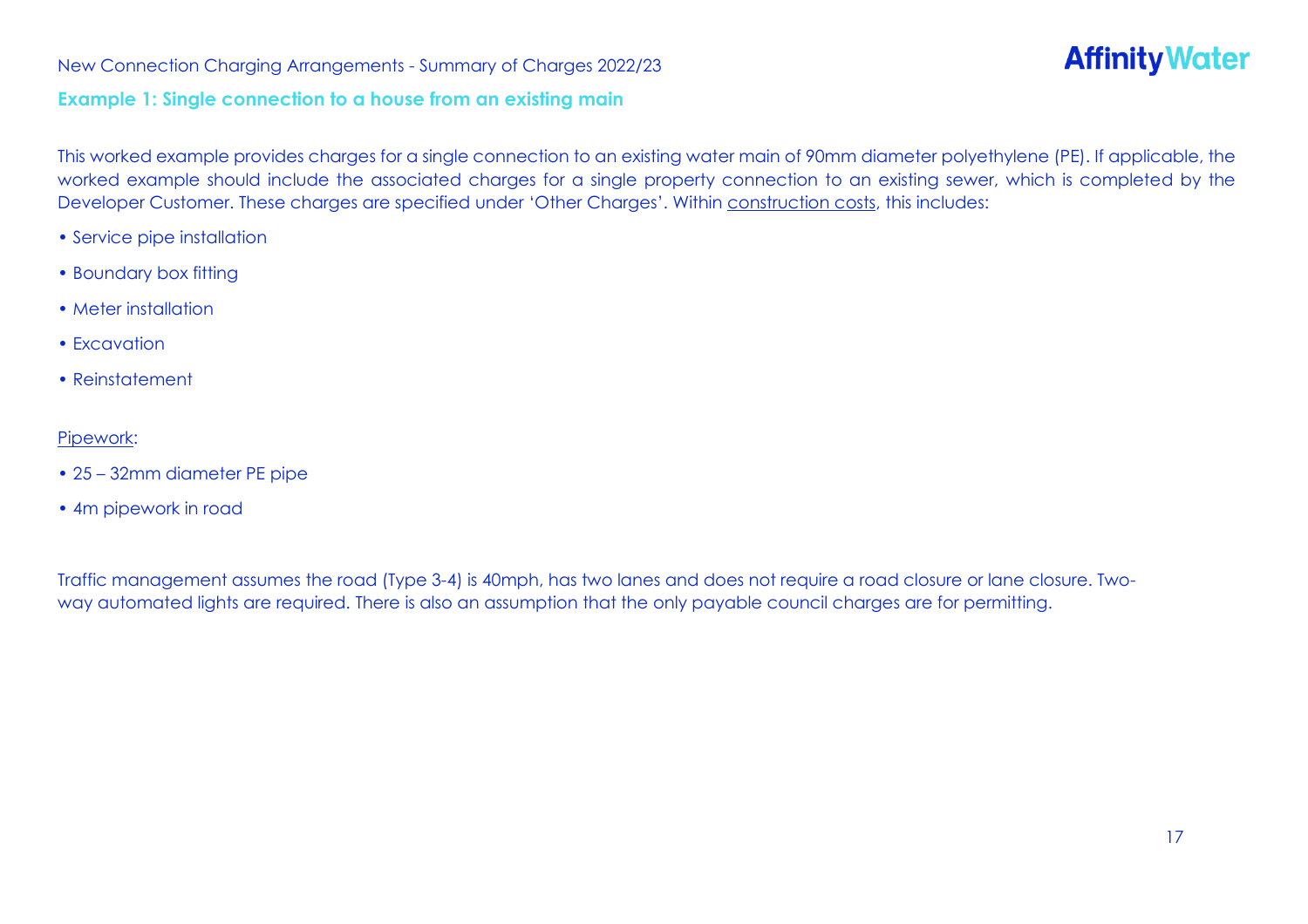## Example 1: Single connection to a house from an existing main

This worked example provides charges for a single connection to an existing water main of 90mm diameter polyethylene (PE). If applicable, the worked example should include the associated charges for a single property connection to an existing sewer, which is completed by the Developer Customer. These charges are specified under 'Other Charges'. Within construction costs, this includes:

- Service pipe installation
- Boundary box fitting
- Meter installation
- Excavation
- Reinstatement

Pipework:

- 25 – 32mm diameter PE pipe
- 4m pipework in road

Traffic management assumes the road (Type 3-4) is 40mph, has two lanes and does not require a road closure or lane closure. Two-way automated lights are required. There is also an assumption that the only payable council charges are for permitting.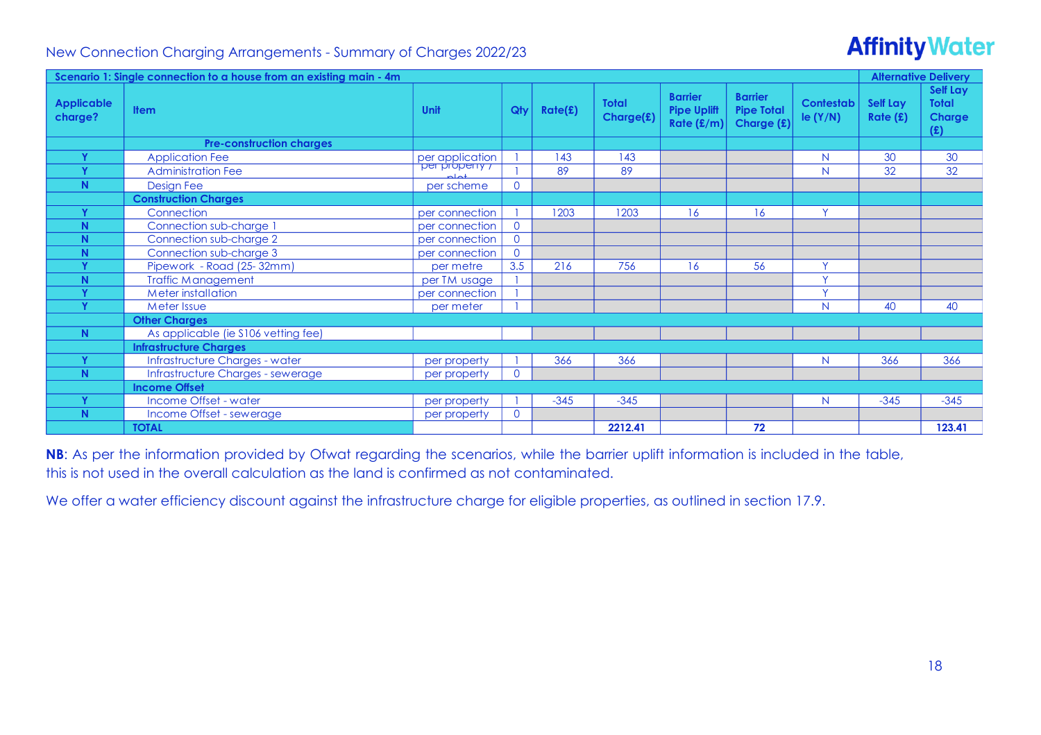# New Connection Charging Arrangements - Summary of Charges 2022/23

| Scenario 1: Single connection to a house from an existing main - 4m | | | | | | | | | Alternative Delivery | |
|---|---|---|---|---|---|---|---|---|---|---|
| Applicable charge? | Item | Unit | Qty | Rate(£) | Total Charge(£) | Barrier Pipe Uplift Rate (£/m) | Barrier Pipe Total Charge (£) | Contestable (Y/N) | Self Lay Rate (£) | Self Lay Total Charge (£) |
| | **Pre-construction charges** | | | | | | | | | |
| Y | Application Fee | per application | 1 | 143 | 143 | | | N | 30 | 30 |
| Y | Administration Fee | per property / plot | 1 | 89 | 89 | | | N | 32 | 32 |
| N | Design Fee | per scheme | 0 | | | | | | | |
| | **Construction Charges** | | | | | | | | | |
| Y | Connection | per connection | 1 | 1203 | 1203 | 16 | 16 | Y | | |
| N | Connection sub-charge 1 | per connection | 0 | | | | | | | |
| N | Connection sub-charge 2 | per connection | 0 | | | | | | | |
| N | Connection sub-charge 3 | per connection | 0 | | | | | | | |
| Y | Pipework - Road (25- 32mm) | per metre | 3.5 | 216 | 756 | 16 | 56 | Y | | |
| N | Traffic Management | per TM usage | 1 | | | | | Y | | |
| Y | Meter installation | per connection | 1 | | | | | Y | | |
| Y | Meter Issue | per meter | 1 | | | | | N | 40 | 40 |
| | **Other Charges** | | | | | | | | | |
| N | As applicable (ie S106 vetting fee) | | | | | | | | | |
| | **Infrastructure Charges** | | | | | | | | | |
| Y | Infrastructure Charges - water | per property | 1 | 366 | 366 | | | N | 366 | 366 |
| N | Infrastructure Charges - sewerage | per property | 0 | | | | | | | |
| | **Income Offset** | | | | | | | | | |
| Y | Income Offset - water | per property | 1 | -345 | -345 | | | N | -345 | -345 |
| N | Income Offset - sewerage | per property | 0 | | | | | | | |
| | **TOTAL** | | | | **2212.41** | | **72** | | | **123.41** |

**NB**: As per the information provided by Ofwat regarding the scenarios, while the barrier uplift information is included in the table, this is not used in the overall calculation as the land is confirmed as not contaminated.

We offer a water efficiency discount against the infrastructure charge for eligible properties, as outlined in section 17.9.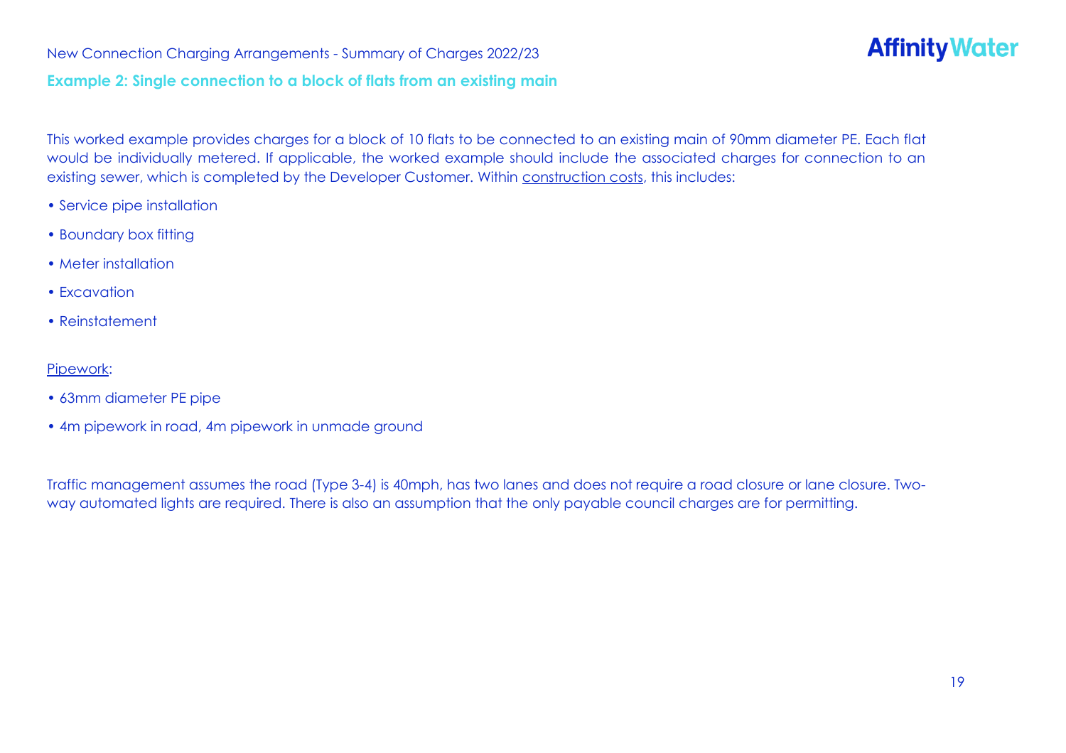## Example 2: Single connection to a block of flats from an existing main

This worked example provides charges for a block of 10 flats to be connected to an existing main of 90mm diameter PE. Each flat would be individually metered. If applicable, the worked example should include the associated charges for connection to an existing sewer, which is completed by the Developer Customer. Within construction costs, this includes:

- Service pipe installation
- Boundary box fitting
- Meter installation
- Excavation
- Reinstatement

Pipework:

- 63mm diameter PE pipe
- 4m pipework in road, 4m pipework in unmade ground

Traffic management assumes the road (Type 3-4) is 40mph, has two lanes and does not require a road closure or lane closure. Two-way automated lights are required. There is also an assumption that the only payable council charges are for permitting.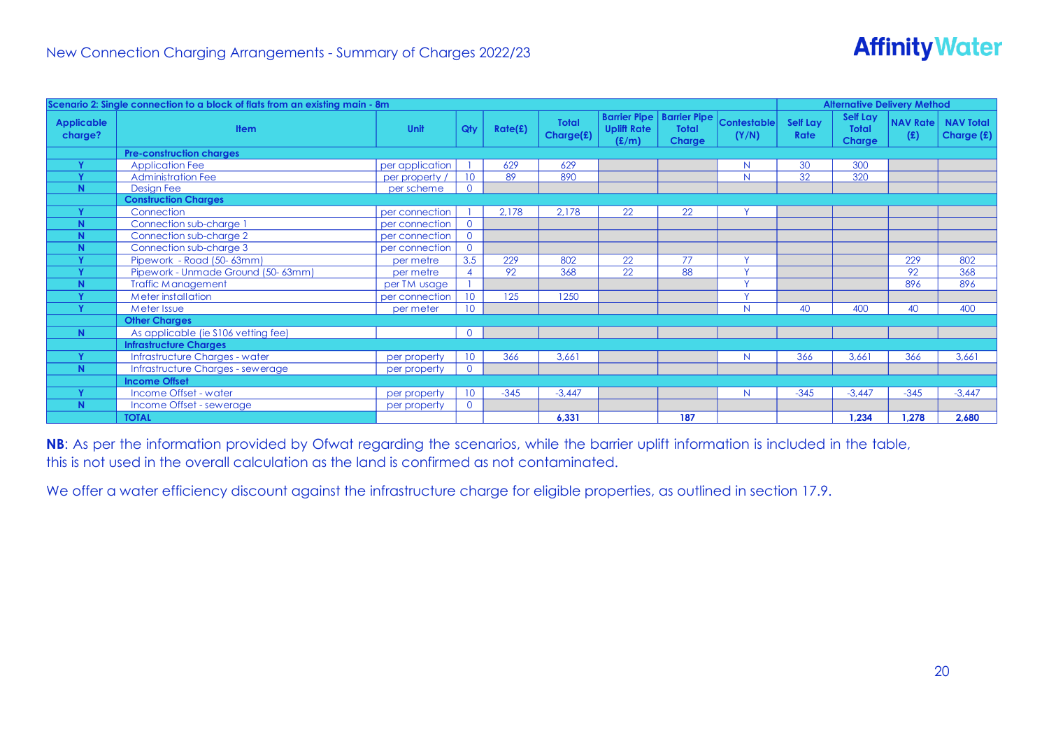# New Connection Charging Arrangements - Summary of Charges 2022/23

| Scenario 2: Single connection to a block of flats from an existing main - 8m | | | | | | | | | Alternative Delivery Method | | | |
|---|---|---|---|---|---|---|---|---|---|---|---|---|
| **Applicable charge?** | **Item** | **Unit** | **Qty** | **Rate(£)** | **Total Charge(£)** | **Barrier Pipe Uplift Rate (£/m)** | **Barrier Pipe Total Charge** | **Contestable (Y/N)** | **Self Lay Rate** | **Self Lay Total Charge** | **NAV Rate (£)** | **NAV Total Charge (£)** |
| | **Pre-construction charges** | | | | | | | | | | | |
| Y | Application Fee | per application | 1 | 629 | 629 | | | N | 30 | 300 | | |
| Y | Administration Fee | per property / | 10 | 89 | 890 | | | N | 32 | 320 | | |
| N | Design Fee | per scheme | 0 | | | | | | | | | |
| | **Construction Charges** | | | | | | | | | | | |
| Y | Connection | per connection | 1 | 2,178 | 2,178 | 22 | 22 | Y | | | | |
| N | Connection sub-charge 1 | per connection | 0 | | | | | | | | | |
| N | Connection sub-charge 2 | per connection | 0 | | | | | | | | | |
| N | Connection sub-charge 3 | per connection | 0 | | | | | | | | | |
| Y | Pipework - Road (50- 63mm) | per metre | 3.5 | 229 | 802 | 22 | 77 | Y | | | 229 | 802 |
| Y | Pipework - Unmade Ground (50- 63mm) | per metre | 4 | 92 | 368 | 22 | 88 | Y | | | 92 | 368 |
| N | Traffic Management | per TM usage | 1 | | | | | Y | | | 896 | 896 |
| Y | Meter installation | per connection | 10 | 125 | 1250 | | | Y | | | | |
| Y | Meter Issue | per meter | 10 | | | | | N | 40 | 400 | 40 | 400 |
| | **Other Charges** | | | | | | | | | | | |
| N | As applicable (ie S106 vetting fee) | | 0 | | | | | | | | | |
| | **Infrastructure Charges** | | | | | | | | | | | |
| Y | Infrastructure Charges - water | per property | 10 | 366 | 3,661 | | | N | 366 | 3,661 | 366 | 3,661 |
| N | Infrastructure Charges - sewerage | per property | 0 | | | | | | | | | |
| | **Income Offset** | | | | | | | | | | | |
| Y | Income Offset - water | per property | 10 | -345 | -3,447 | | | N | -345 | -3,447 | -345 | -3,447 |
| N | Income Offset - sewerage | per property | 0 | | | | | | | | | |
| | **TOTAL** | | | | **6,331** | | **187** | | | **1,234** | **1,278** | **2,680** |

**NB**: As per the information provided by Ofwat regarding the scenarios, while the barrier uplift information is included in the table, this is not used in the overall calculation as the land is confirmed as not contaminated.

We offer a water efficiency discount against the infrastructure charge for eligible properties, as outlined in section 17.9.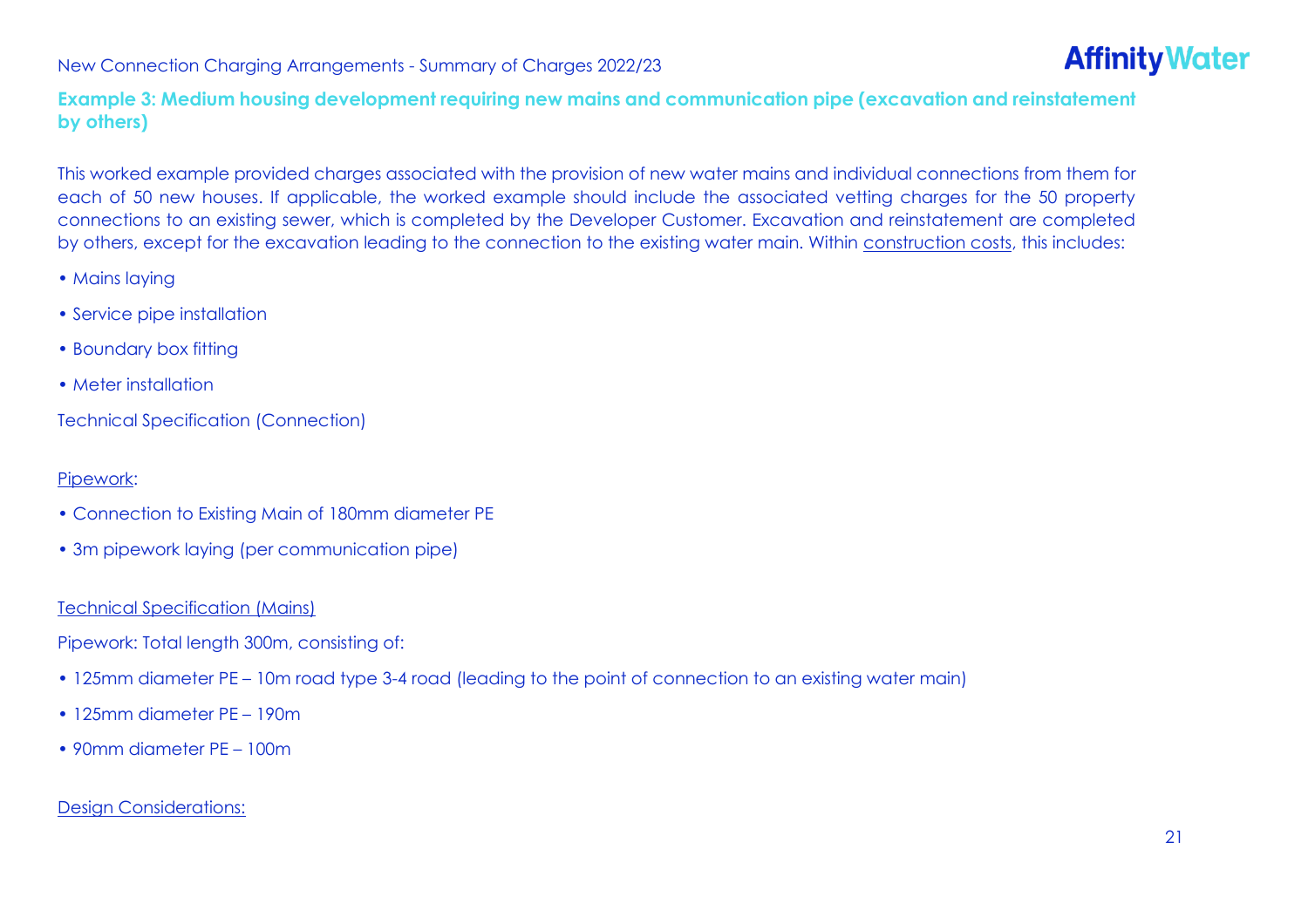## Example 3: Medium housing development requiring new mains and communication pipe (excavation and reinstatement by others)

This worked example provided charges associated with the provision of new water mains and individual connections from them for each of 50 new houses. If applicable, the worked example should include the associated vetting charges for the 50 property connections to an existing sewer, which is completed by the Developer Customer. Excavation and reinstatement are completed by others, except for the excavation leading to the connection to the existing water main. Within construction costs, this includes:

- Mains laying
- Service pipe installation
- Boundary box fitting
- Meter installation

Technical Specification (Connection)

Pipework:

- Connection to Existing Main of 180mm diameter PE
- 3m pipework laying (per communication pipe)

Technical Specification (Mains)

Pipework: Total length 300m, consisting of:

- 125mm diameter PE – 10m road type 3-4 road (leading to the point of connection to an existing water main)
- 125mm diameter PE – 190m
- 90mm diameter PE – 100m

Design Considerations: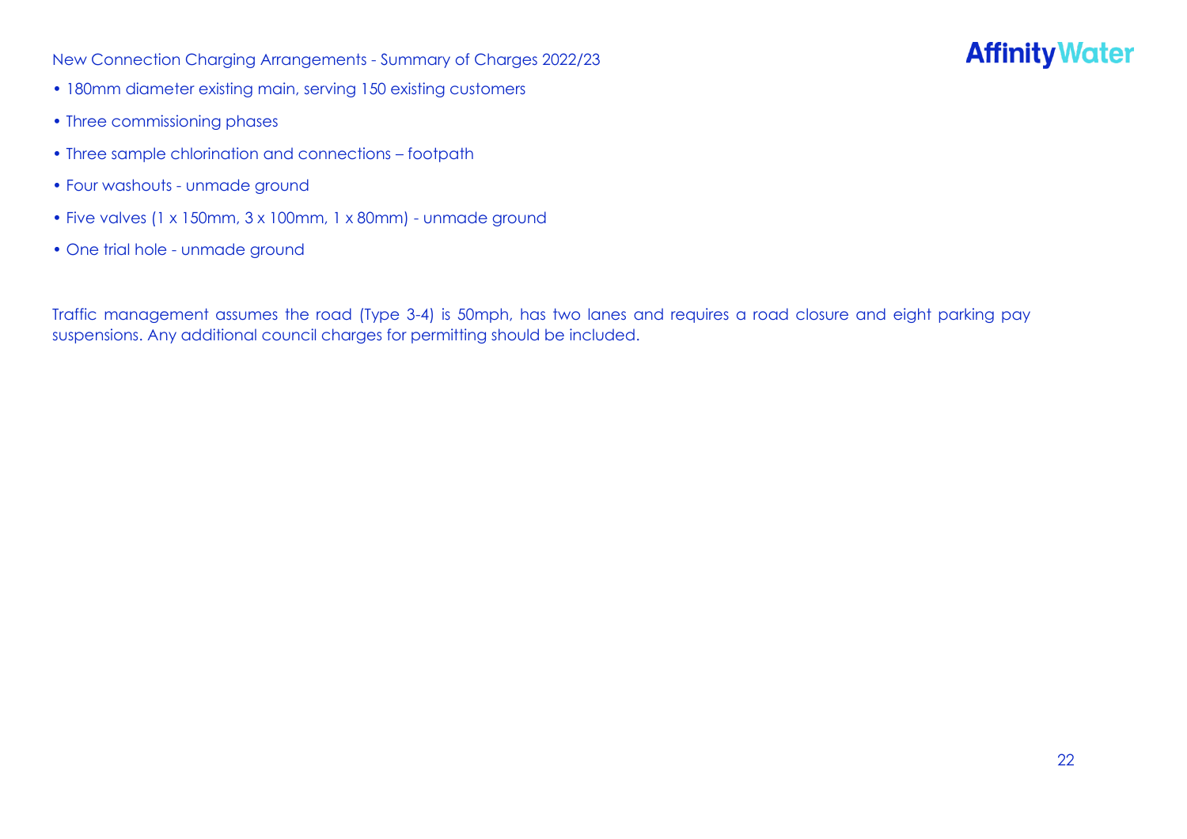- 180mm diameter existing main, serving 150 existing customers
- Three commissioning phases
- Three sample chlorination and connections – footpath
- Four washouts - unmade ground
- Five valves (1 x 150mm, 3 x 100mm, 1 x 80mm) - unmade ground
- One trial hole - unmade ground

Traffic management assumes the road (Type 3-4) is 50mph, has two lanes and requires a road closure and eight parking pay suspensions. Any additional council charges for permitting should be included.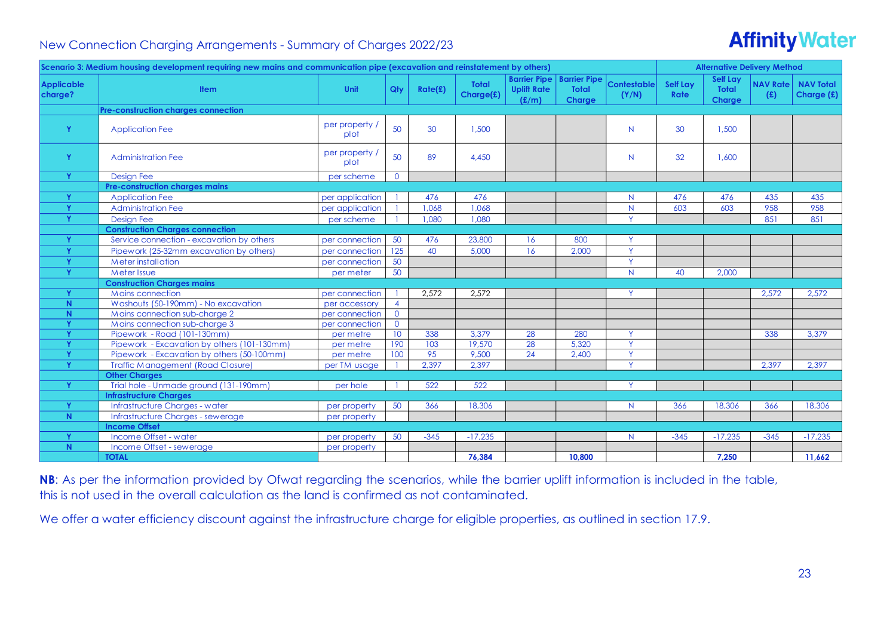## New Connection Charging Arrangements - Summary of Charges 2022/23

| Scenario 3: Medium housing development requiring new mains and communication pipe (excavation and reinstatement by others) | | | | | | | | | Alternative Delivery Method | | | |
|---|---|---|---|---|---|---|---|---|---|---|---|---|
| Applicable charge? | Item | Unit | Qty | Rate(£) | Total Charge(£) | Barrier Pipe Uplift Rate (£/m) | Barrier Pipe Total Charge | Contestable (Y/N) | Self Lay Rate | Self Lay Total Charge | NAV Rate (£) | NAV Total Charge (£) |
| | **Pre-construction charges connection** | | | | | | | | | | | |
| Y | Application Fee | per property / plot | 50 | 30 | 1,500 | | | N | 30 | 1,500 | | |
| Y | Administration Fee | per property / plot | 50 | 89 | 4,450 | | | N | 32 | 1,600 | | |
| Y | Design Fee | per scheme | 0 | | | | | | | | | |
| | **Pre-construction charges mains** | | | | | | | | | | | |
| Y | Application Fee | per application | 1 | 476 | 476 | | | N | 476 | 476 | 435 | 435 |
| Y | Administration Fee | per application | 1 | 1,068 | 1,068 | | | N | 603 | 603 | 958 | 958 |
| Y | Design Fee | per scheme | 1 | 1,080 | 1,080 | | | Y | | | 851 | 851 |
| | **Construction Charges connection** | | | | | | | | | | | |
| Y | Service connection - excavation by others | per connection | 50 | 476 | 23,800 | 16 | 800 | Y | | | | |
| Y | Pipework (25-32mm excavation by others) | per connection | 125 | 40 | 5,000 | 16 | 2,000 | Y | | | | |
| Y | Meter installation | per connection | 50 | | | | | Y | | | | |
| Y | Meter Issue | per meter | 50 | | | | | N | 40 | 2,000 | | |
| | **Construction Charges mains** | | | | | | | | | | | |
| Y | Mains connection | per connection | 1 | 2,572 | 2,572 | | | Y | | | 2,572 | 2,572 |
| N | Washouts (50-190mm) - No excavation | per accessory | 4 | | | | | | | | | |
| N | Mains connection sub-charge 2 | per connection | 0 | | | | | | | | | |
| Y | Mains connection sub-charge 3 | per connection | 0 | | | | | | | | | |
| Y | Pipework - Road (101-130mm) | per metre | 10 | 338 | 3,379 | 28 | 280 | Y | | | 338 | 3,379 |
| Y | Pipework - Excavation by others (101-130mm) | per metre | 190 | 103 | 19,570 | 28 | 5,320 | Y | | | | |
| Y | Pipework - Excavation by others (50-100mm) | per metre | 100 | 95 | 9,500 | 24 | 2,400 | Y | | | | |
| Y | Traffic Management (Road Closure) | per TM usage | 1 | 2,397 | 2,397 | | | Y | | | 2,397 | 2,397 |
| | **Other Charges** | | | | | | | | | | | |
| Y | Trial hole - Unmade ground (131-190mm) | per hole | 1 | 522 | 522 | | | Y | | | | |
| | **Infrastructure Charges** | | | | | | | | | | | |
| Y | Infrastructure Charges - water | per property | 50 | 366 | 18,306 | | | N | 366 | 18,306 | 366 | 18,306 |
| N | Infrastructure Charges - sewerage | per property | | | | | | | | | | |
| | **Income Offset** | | | | | | | | | | | |
| Y | Income Offset - water | per property | 50 | -345 | -17,235 | | | N | -345 | -17,235 | -345 | -17,235 |
| N | Income Offset - sewerage | per property | | | | | | | | | | |
| | **TOTAL** | | | | **76,384** | | **10,800** | | | **7,250** | | **11,662** |

**NB**: As per the information provided by Ofwat regarding the scenarios, while the barrier uplift information is included in the table, this is not used in the overall calculation as the land is confirmed as not contaminated.

We offer a water efficiency discount against the infrastructure charge for eligible properties, as outlined in section 17.9.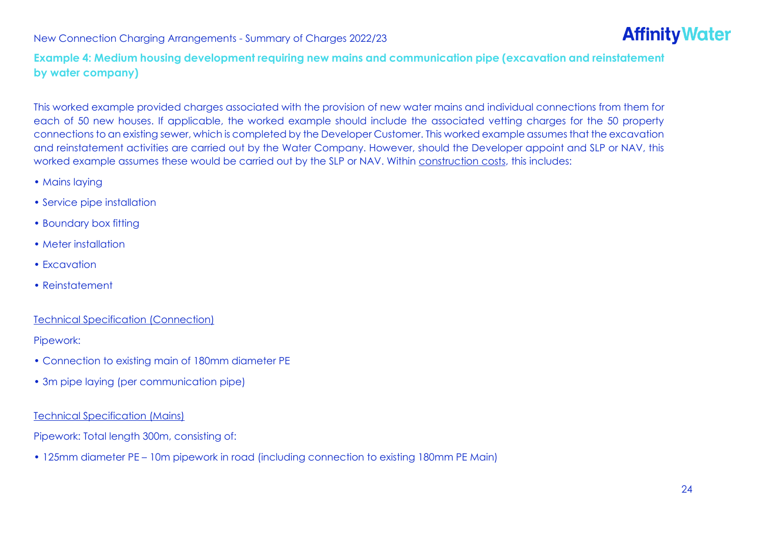## Example 4: Medium housing development requiring new mains and communication pipe (excavation and reinstatement by water company)

This worked example provided charges associated with the provision of new water mains and individual connections from them for each of 50 new houses. If applicable, the worked example should include the associated vetting charges for the 50 property connections to an existing sewer, which is completed by the Developer Customer. This worked example assumes that the excavation and reinstatement activities are carried out by the Water Company. However, should the Developer appoint and SLP or NAV, this worked example assumes these would be carried out by the SLP or NAV. Within construction costs, this includes:

- Mains laying
- Service pipe installation
- Boundary box fitting
- Meter installation
- Excavation
- Reinstatement

Technical Specification (Connection)

Pipework:

- Connection to existing main of 180mm diameter PE
- 3m pipe laying (per communication pipe)

Technical Specification (Mains)

Pipework: Total length 300m, consisting of:

- 125mm diameter PE – 10m pipework in road (including connection to existing 180mm PE Main)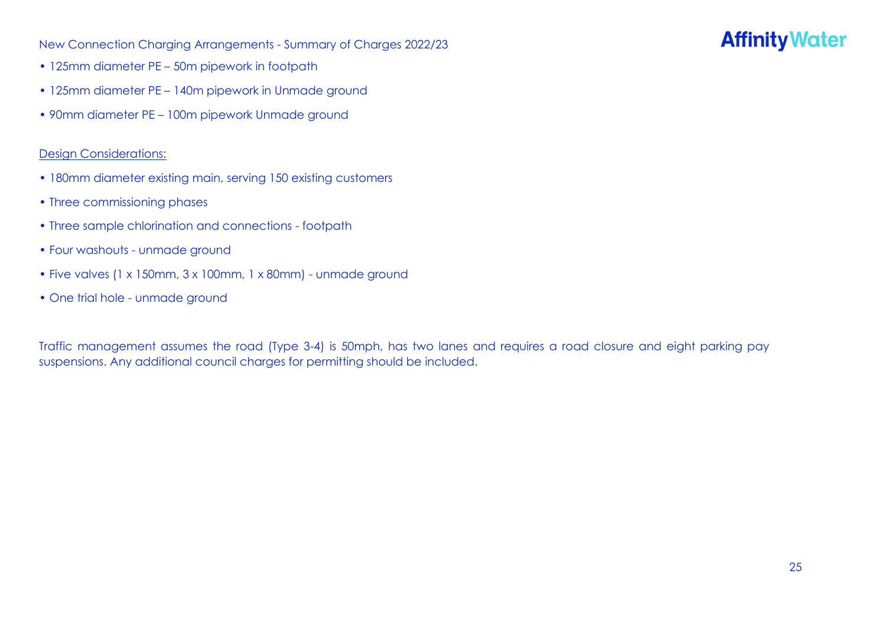New Connection Charging Arrangements - Summary of Charges 2022/23

- 125mm diameter PE – 50m pipework in footpath
- 125mm diameter PE – 140m pipework in Unmade ground
- 90mm diameter PE – 100m pipework Unmade ground

Design Considerations:

- 180mm diameter existing main, serving 150 existing customers
- Three commissioning phases
- Three sample chlorination and connections - footpath
- Four washouts - unmade ground
- Five valves (1 x 150mm, 3 x 100mm, 1 x 80mm) - unmade ground
- One trial hole - unmade ground

Traffic management assumes the road (Type 3-4) is 50mph, has two lanes and requires a road closure and eight parking pay suspensions. Any additional council charges for permitting should be included.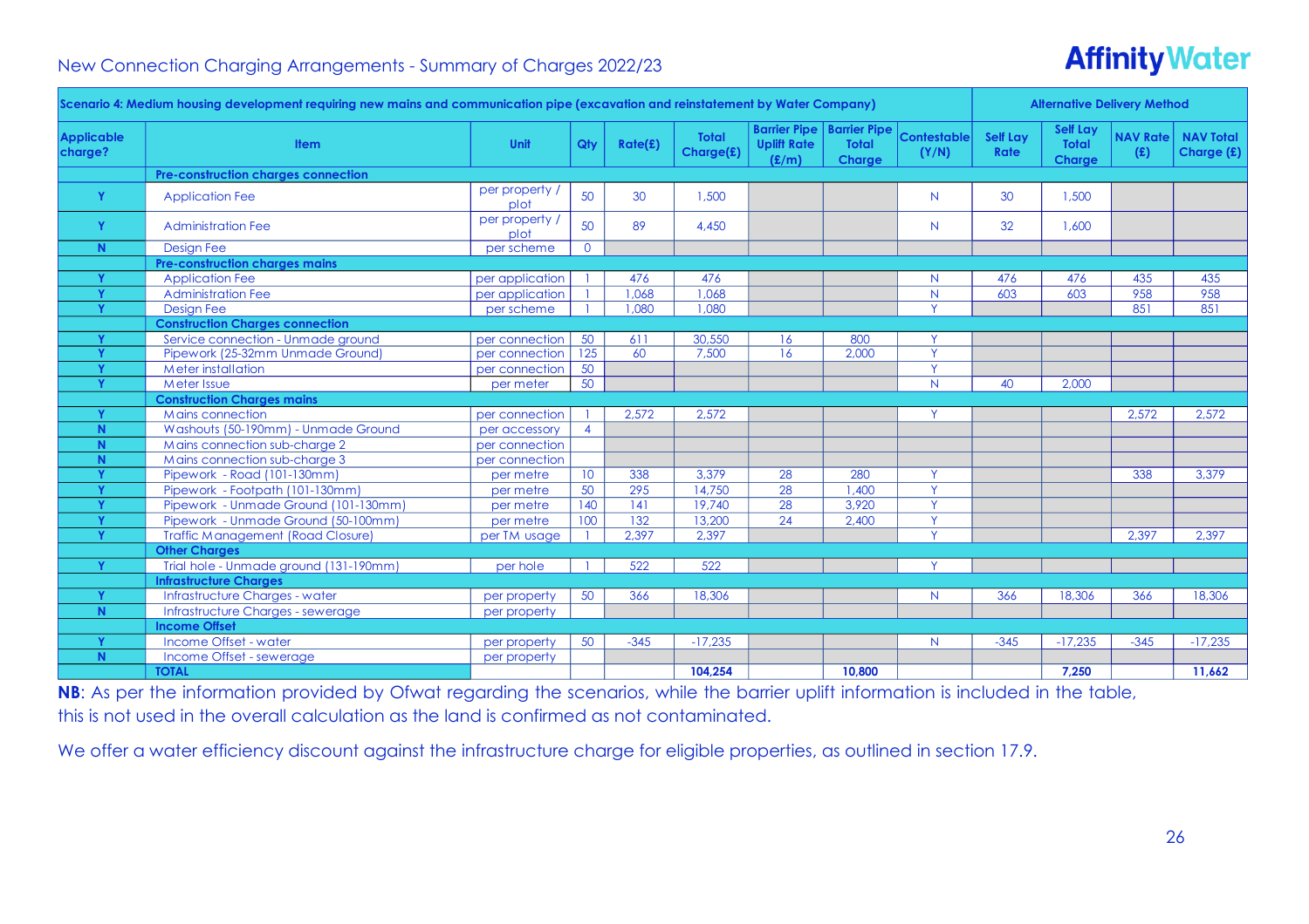New Connection Charging Arrangements - Summary of Charges 2022/23

| Scenario 4: Medium housing development requiring new mains and communication pipe (excavation and reinstatement by Water Company) | | | | | | | | | Alternative Delivery Method | | | |
|---|---|---|---|---|---|---|---|---|---|---|---|---|
| **Applicable charge?** | **Item** | **Unit** | **Qty** | **Rate(£)** | **Total Charge(£)** | **Barrier Pipe Uplift Rate (£/m)** | **Barrier Pipe Total Charge** | **Contestable (Y/N)** | **Self Lay Rate** | **Self Lay Total Charge** | **NAV Rate (£)** | **NAV Total Charge (£)** |
| | **Pre-construction charges connection** | | | | | | | | | | | |
| Y | Application Fee | per property / plot | 50 | 30 | 1,500 | | | N | 30 | 1,500 | | |
| Y | Administration Fee | per property / plot | 50 | 89 | 4,450 | | | N | 32 | 1,600 | | |
| N | Design Fee | per scheme | 0 | | | | | | | | | |
| | **Pre-construction charges mains** | | | | | | | | | | | |
| Y | Application Fee | per application | 1 | 476 | 476 | | | N | 476 | 476 | 435 | 435 |
| Y | Administration Fee | per application | 1 | 1,068 | 1,068 | | | N | 603 | 603 | 958 | 958 |
| Y | Design Fee | per scheme | 1 | 1,080 | 1,080 | | | Y | | | 851 | 851 |
| | **Construction Charges connection** | | | | | | | | | | | |
| Y | Service connection - Unmade ground | per connection | 50 | 611 | 30,550 | 16 | 800 | Y | | | | |
| Y | Pipework (25-32mm Unmade Ground) | per connection | 125 | 60 | 7,500 | 16 | 2,000 | Y | | | | |
| Y | Meter installation | per connection | 50 | | | | | Y | | | | |
| Y | Meter Issue | per meter | 50 | | | | | N | 40 | 2,000 | | |
| | **Construction Charges mains** | | | | | | | | | | | |
| Y | Mains connection | per connection | 1 | 2,572 | 2,572 | | | Y | | | 2,572 | 2,572 |
| N | Washouts (50-190mm) - Unmade Ground | per accessory | 4 | | | | | | | | | |
| N | Mains connection sub-charge 2 | per connection | | | | | | | | | | |
| N | Mains connection sub-charge 3 | per connection | | | | | | | | | | |
| Y | Pipework - Road (101-130mm) | per metre | 10 | 338 | 3,379 | 28 | 280 | Y | | | 338 | 3,379 |
| Y | Pipework - Footpath (101-130mm) | per metre | 50 | 295 | 14,750 | 28 | 1,400 | Y | | | | |
| Y | Pipework - Unmade Ground (101-130mm) | per metre | 140 | 141 | 19,740 | 28 | 3,920 | Y | | | | |
| Y | Pipework - Unmade Ground (50-100mm) | per metre | 100 | 132 | 13,200 | 24 | 2,400 | Y | | | | |
| Y | Traffic Management (Road Closure) | per TM usage | 1 | 2,397 | 2,397 | | | Y | | | 2,397 | 2,397 |
| | **Other Charges** | | | | | | | | | | | |
| Y | Trial hole - Unmade ground (131-190mm) | per hole | 1 | 522 | 522 | | | Y | | | | |
| | **Infrastructure Charges** | | | | | | | | | | | |
| Y | Infrastructure Charges - water | per property | 50 | 366 | 18,306 | | | N | 366 | 18,306 | 366 | 18,306 |
| N | Infrastructure Charges - sewerage | per property | | | | | | | | | | |
| | **Income Offset** | | | | | | | | | | | |
| Y | Income Offset - water | per property | 50 | -345 | -17,235 | | | N | -345 | -17,235 | -345 | -17,235 |
| N | Income Offset - sewerage | per property | | | | | | | | | | |
| | **TOTAL** | | | | **104,254** | | **10,800** | | | **7,250** | | **11,662** |

**NB**: As per the information provided by Ofwat regarding the scenarios, while the barrier uplift information is included in the table, this is not used in the overall calculation as the land is confirmed as not contaminated.

We offer a water efficiency discount against the infrastructure charge for eligible properties, as outlined in section 17.9.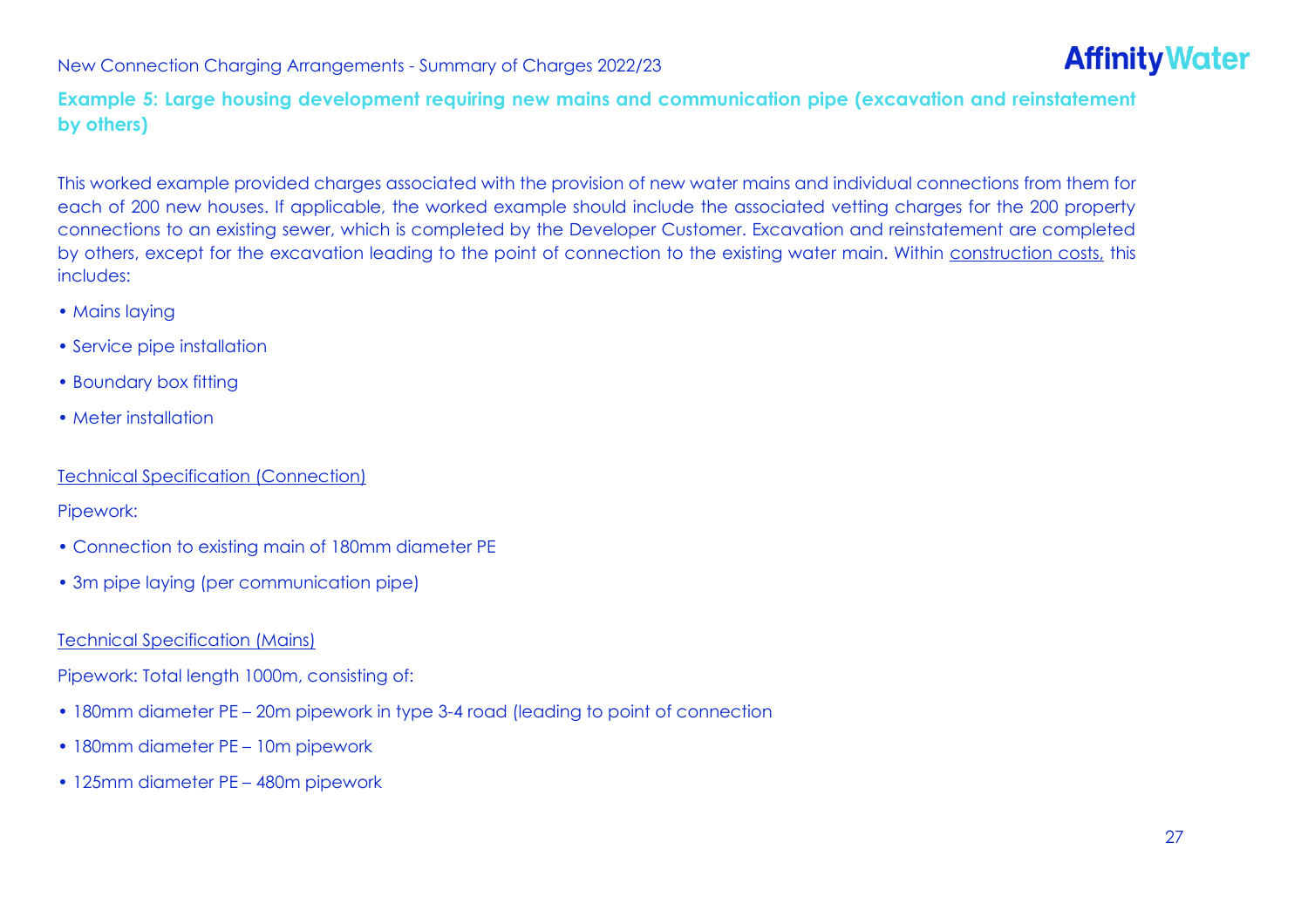### Example 5: Large housing development requiring new mains and communication pipe (excavation and reinstatement by others)

This worked example provided charges associated with the provision of new water mains and individual connections from them for each of 200 new houses. If applicable, the worked example should include the associated vetting charges for the 200 property connections to an existing sewer, which is completed by the Developer Customer. Excavation and reinstatement are completed by others, except for the excavation leading to the point of connection to the existing water main. Within construction costs, this includes:

- Mains laying
- Service pipe installation
- Boundary box fitting
- Meter installation

Technical Specification (Connection)

Pipework:

- Connection to existing main of 180mm diameter PE
- 3m pipe laying (per communication pipe)

Technical Specification (Mains)

Pipework: Total length 1000m, consisting of:

- 180mm diameter PE – 20m pipework in type 3-4 road (leading to point of connection
- 180mm diameter PE – 10m pipework
- 125mm diameter PE – 480m pipework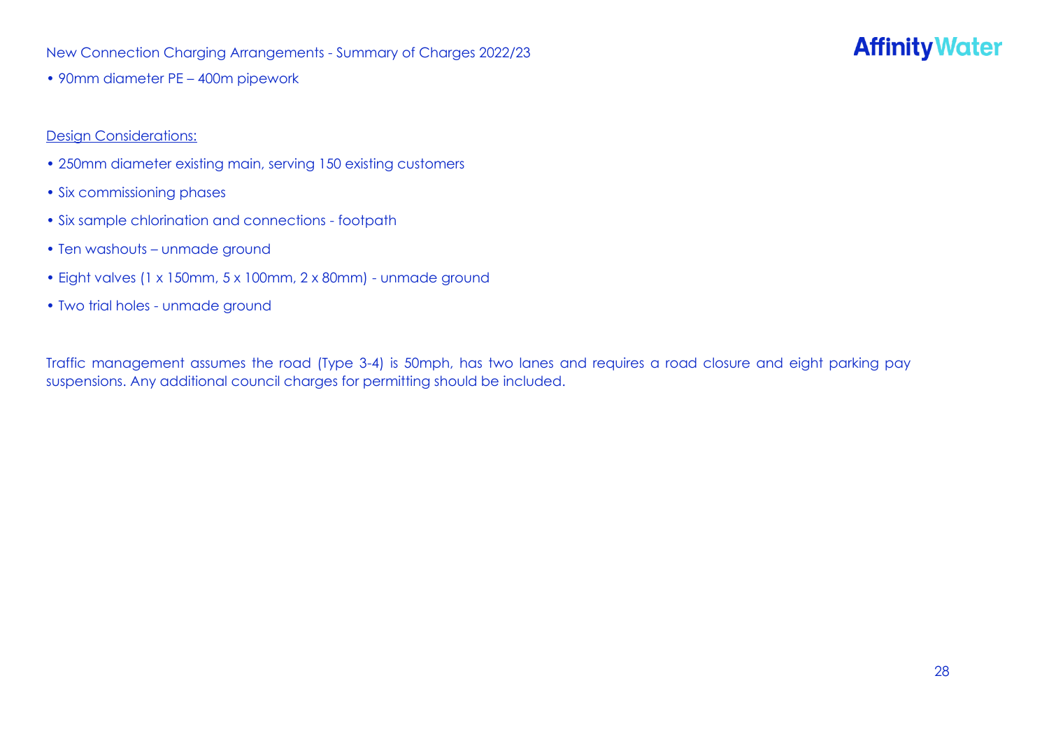• 90mm diameter PE – 400m pipework

<u>Design Considerations:</u>

- 250mm diameter existing main, serving 150 existing customers
- Six commissioning phases
- Six sample chlorination and connections - footpath
- Ten washouts – unmade ground
- Eight valves (1 x 150mm, 5 x 100mm, 2 x 80mm) - unmade ground
- Two trial holes - unmade ground

Traffic management assumes the road (Type 3-4) is 50mph, has two lanes and requires a road closure and eight parking pay suspensions. Any additional council charges for permitting should be included.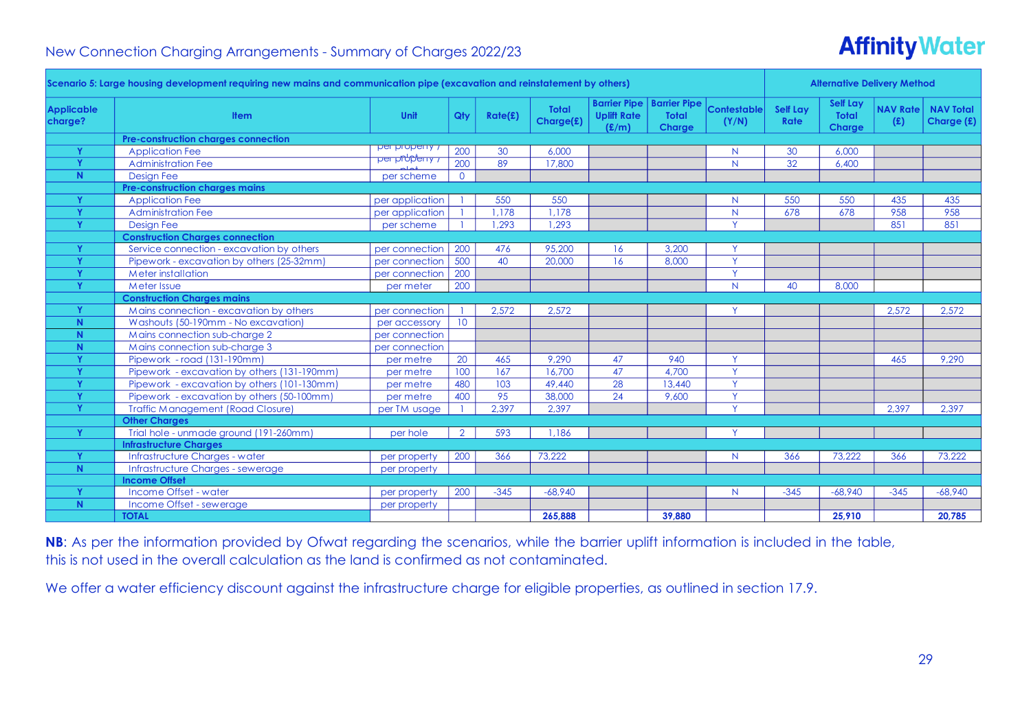New Connection Charging Arrangements - Summary of Charges 2022/23

| Scenario 5: Large housing development requiring new mains and communication pipe (excavation and reinstatement by others) | | | | | | | | | Alternative Delivery Method | | | |
|---|---|---|---|---|---|---|---|---|---|---|---|---|
| Applicable charge? | Item | Unit | Qty | Rate(£) | Total Charge(£) | Barrier Pipe Uplift Rate (£/m) | Barrier Pipe Total Charge | Contestable (Y/N) | Self Lay Rate | Self Lay Total Charge | NAV Rate (£) | NAV Total Charge (£) |
| | **Pre-construction charges connection** | | | | | | | | | | | |
| Y | Application Fee | per property / plot | 200 | 30 | 6,000 | | | N | 30 | 6,000 | | |
| Y | Administration Fee | per property / plot | 200 | 89 | 17,800 | | | N | 32 | 6,400 | | |
| N | Design Fee | per scheme | 0 | | | | | | | | | |
| | **Pre-construction charges mains** | | | | | | | | | | | |
| Y | Application Fee | per application | 1 | 550 | 550 | | | N | 550 | 550 | 435 | 435 |
| Y | Administration Fee | per application | 1 | 1,178 | 1,178 | | | N | 678 | 678 | 958 | 958 |
| Y | Design Fee | per scheme | 1 | 1,293 | 1,293 | | | Y | | | 851 | 851 |
| | **Construction Charges connection** | | | | | | | | | | | |
| Y | Service connection - excavation by others | per connection | 200 | 476 | 95,200 | 16 | 3,200 | Y | | | | |
| Y | Pipework - excavation by others (25-32mm) | per connection | 500 | 40 | 20,000 | 16 | 8,000 | Y | | | | |
| Y | Meter installation | per connection | 200 | | | | | Y | | | | |
| Y | Meter Issue | per meter | 200 | | | | | N | 40 | 8,000 | | |
| | **Construction Charges mains** | | | | | | | | | | | |
| Y | Mains connection - excavation by others | per connection | 1 | 2,572 | 2,572 | | | Y | | | 2,572 | 2,572 |
| N | Washouts (50-190mm - No excavation) | per accessory | 10 | | | | | | | | | |
| N | Mains connection sub-charge 2 | per connection | | | | | | | | | | |
| N | Mains connection sub-charge 3 | per connection | | | | | | | | | | |
| Y | Pipework - road (131-190mm) | per metre | 20 | 465 | 9,290 | 47 | 940 | Y | | | 465 | 9,290 |
| Y | Pipework - excavation by others (131-190mm) | per metre | 100 | 167 | 16,700 | 47 | 4,700 | Y | | | | |
| Y | Pipework - excavation by others (101-130mm) | per metre | 480 | 103 | 49,440 | 28 | 13,440 | Y | | | | |
| Y | Pipework - excavation by others (50-100mm) | per metre | 400 | 95 | 38,000 | 24 | 9,600 | Y | | | | |
| Y | Traffic Management (Road Closure) | per TM usage | 1 | 2,397 | 2,397 | | | Y | | | 2,397 | 2,397 |
| | **Other Charges** | | | | | | | | | | | |
| Y | Trial hole - unmade ground (191-260mm) | per hole | 2 | 593 | 1,186 | | | Y | | | | |
| | **Infrastructure Charges** | | | | | | | | | | | |
| Y | Infrastructure Charges - water | per property | 200 | 366 | 73,222 | | | N | 366 | 73,222 | 366 | 73,222 |
| N | Infrastructure Charges - sewerage | per property | | | | | | | | | | |
| | **Income Offset** | | | | | | | | | | | |
| Y | Income Offset - water | per property | 200 | -345 | -68,940 | | | N | -345 | -68,940 | -345 | -68,940 |
| N | Income Offset - sewerage | per property | | | | | | | | | | |
| | **TOTAL** | | | | **265,888** | | **39,880** | | | **25,910** | | **20,785** |

**NB**: As per the information provided by Ofwat regarding the scenarios, while the barrier uplift information is included in the table, this is not used in the overall calculation as the land is confirmed as not contaminated.

We offer a water efficiency discount against the infrastructure charge for eligible properties, as outlined in section 17.9.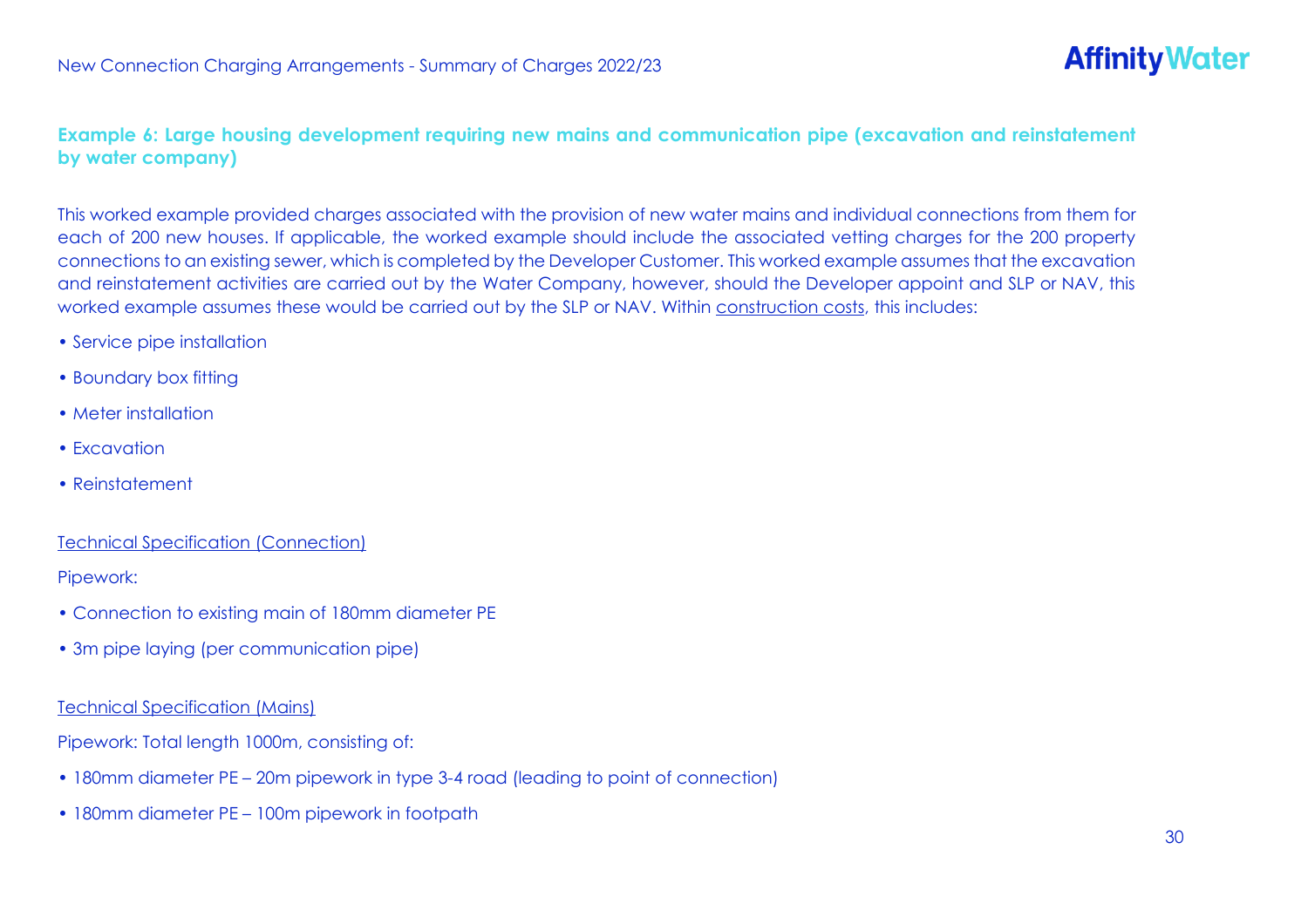### Example 6: Large housing development requiring new mains and communication pipe (excavation and reinstatement by water company)

This worked example provided charges associated with the provision of new water mains and individual connections from them for each of 200 new houses. If applicable, the worked example should include the associated vetting charges for the 200 property connections to an existing sewer, which is completed by the Developer Customer. This worked example assumes that the excavation and reinstatement activities are carried out by the Water Company, however, should the Developer appoint and SLP or NAV, this worked example assumes these would be carried out by the SLP or NAV. Within construction costs, this includes:

- Service pipe installation
- Boundary box fitting
- Meter installation
- Excavation
- Reinstatement

Technical Specification (Connection)

Pipework:

- Connection to existing main of 180mm diameter PE
- 3m pipe laying (per communication pipe)

Technical Specification (Mains)

Pipework: Total length 1000m, consisting of:

- 180mm diameter PE – 20m pipework in type 3-4 road (leading to point of connection)
- 180mm diameter PE – 100m pipework in footpath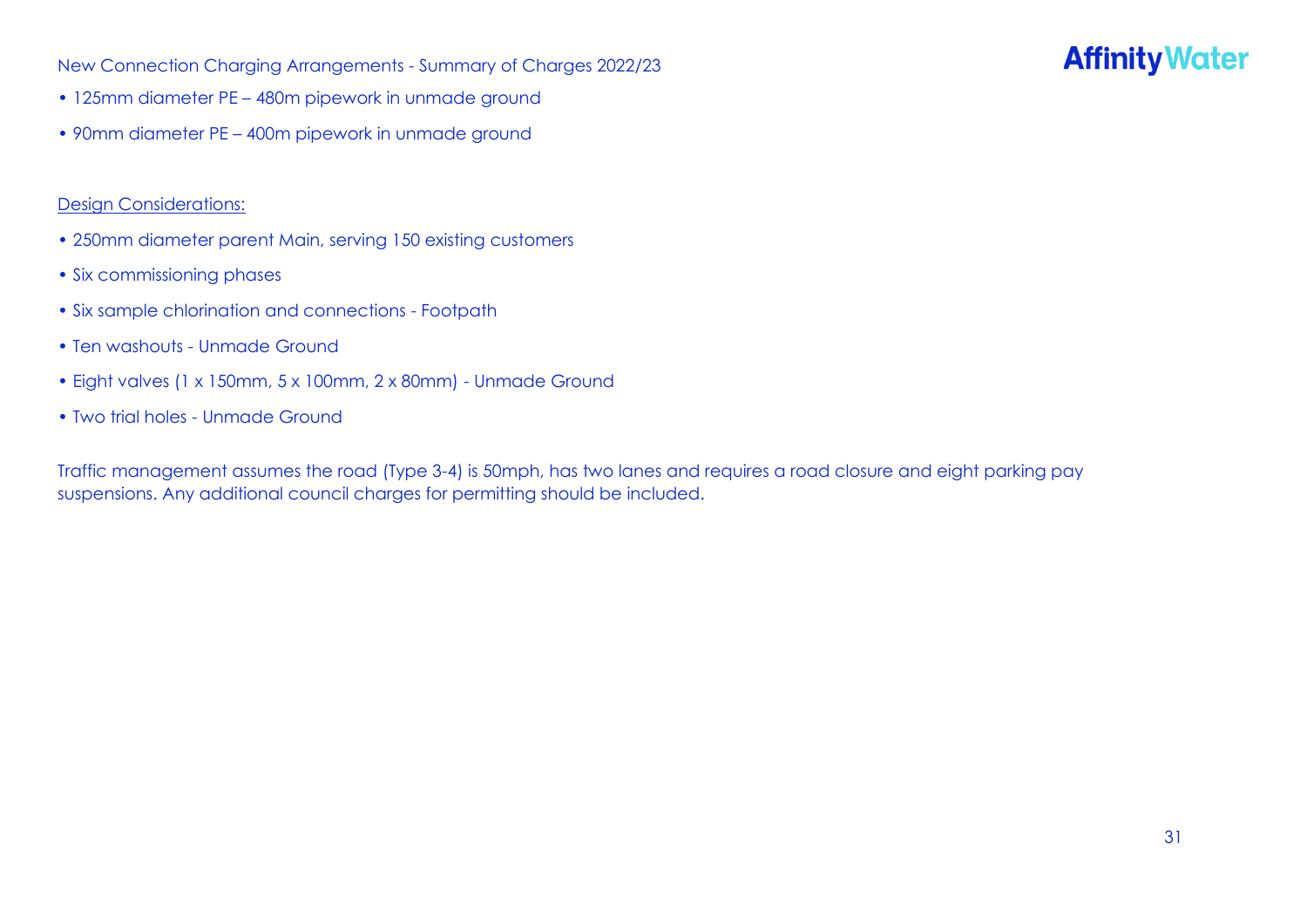- 125mm diameter PE – 480m pipework in unmade ground
- 90mm diameter PE – 400m pipework in unmade ground

Design Considerations:

- 250mm diameter parent Main, serving 150 existing customers
- Six commissioning phases
- Six sample chlorination and connections - Footpath
- Ten washouts - Unmade Ground
- Eight valves (1 x 150mm, 5 x 100mm, 2 x 80mm) - Unmade Ground
- Two trial holes - Unmade Ground

Traffic management assumes the road (Type 3-4) is 50mph, has two lanes and requires a road closure and eight parking pay suspensions. Any additional council charges for permitting should be included.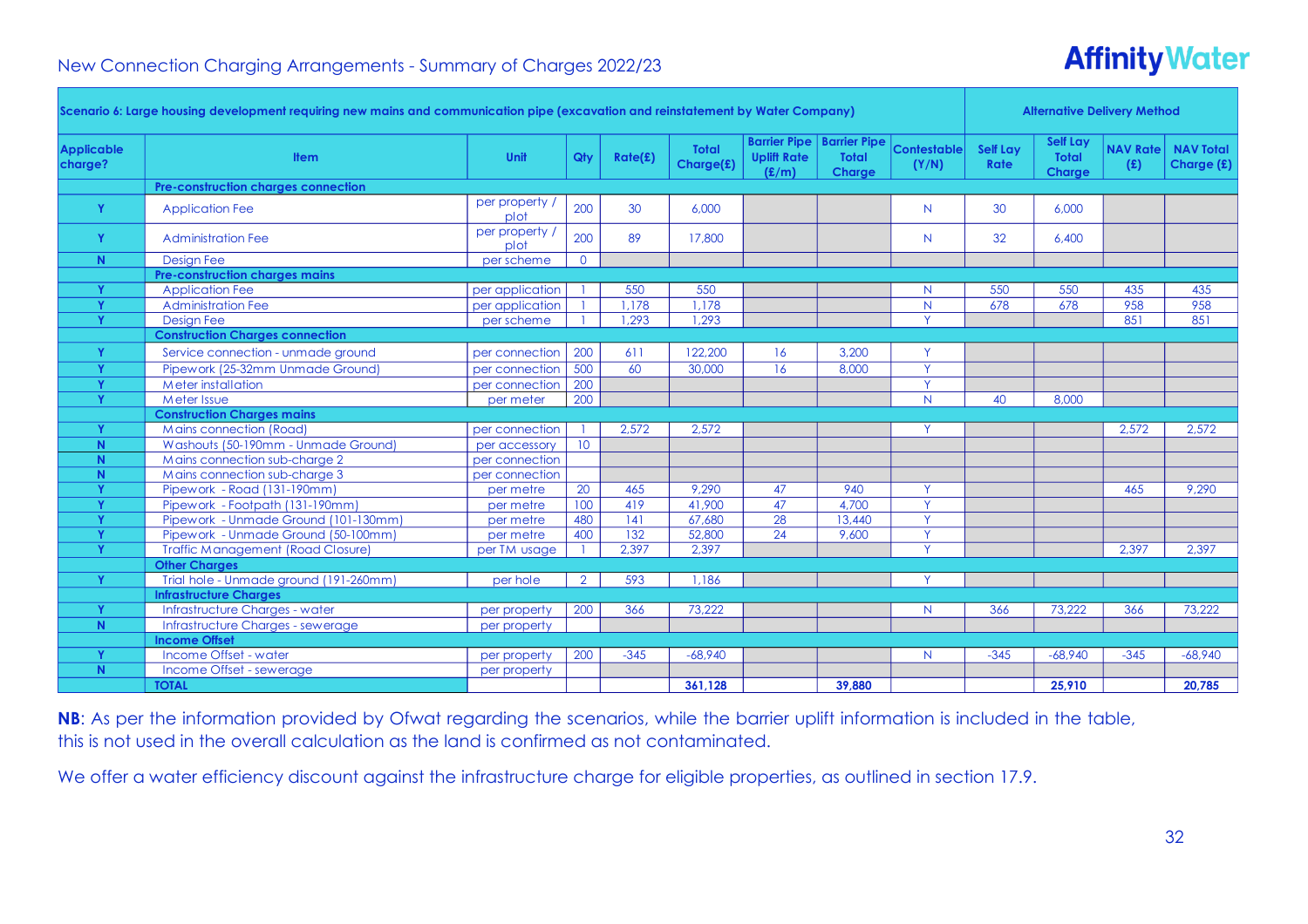New Connection Charging Arrangements - Summary of Charges 2022/23

| Scenario 6: Large housing development requiring new mains and communication pipe (excavation and reinstatement by Water Company) | | | | | | | | | | Alternative Delivery Method | | | |
|---|---|---|---|---|---|---|---|---|---|---|---|---|---|
| Applicable charge? | Item | Unit | Qty | Rate(£) | Total Charge(£) | Barrier Pipe Uplift Rate (£/m) | Barrier Pipe Total Charge | Contestable (Y/N) | Self Lay Rate | Self Lay Total Charge | NAV Rate (£) | NAV Total Charge (£) |
| | **Pre-construction charges connection** | | | | | | | | | | | |
| Y | Application Fee | per property / plot | 200 | 30 | 6,000 | | | N | 30 | 6,000 | | |
| Y | Administration Fee | per property / plot | 200 | 89 | 17,800 | | | N | 32 | 6,400 | | |
| N | Design Fee | per scheme | 0 | | | | | | | | | |
| | **Pre-construction charges mains** | | | | | | | | | | | |
| Y | Application Fee | per application | 1 | 550 | 550 | | | N | 550 | 550 | 435 | 435 |
| Y | Administration Fee | per application | 1 | 1,178 | 1,178 | | | N | 678 | 678 | 958 | 958 |
| Y | Design Fee | per scheme | 1 | 1,293 | 1,293 | | | Y | | | 851 | 851 |
| | **Construction Charges connection** | | | | | | | | | | | |
| Y | Service connection - unmade ground | per connection | 200 | 611 | 122,200 | 16 | 3,200 | Y | | | | |
| Y | Pipework (25-32mm Unmade Ground) | per connection | 500 | 60 | 30,000 | 16 | 8,000 | Y | | | | |
| Y | Meter installation | per connection | 200 | | | | | Y | | | | |
| Y | Meter Issue | per meter | 200 | | | | | N | 40 | 8,000 | | |
| | **Construction Charges mains** | | | | | | | | | | | |
| Y | Mains connection (Road) | per connection | 1 | 2,572 | 2,572 | | | Y | | | 2,572 | 2,572 |
| N | Washouts (50-190mm - Unmade Ground) | per accessory | 10 | | | | | | | | | |
| N | Mains connection sub-charge 2 | per connection | | | | | | | | | | |
| N | Mains connection sub-charge 3 | per connection | | | | | | | | | | |
| Y | Pipework - Road (131-190mm) | per metre | 20 | 465 | 9,290 | 47 | 940 | Y | | | 465 | 9,290 |
| Y | Pipework - Footpath (131-190mm) | per metre | 100 | 419 | 41,900 | 47 | 4,700 | Y | | | | |
| Y | Pipework - Unmade Ground (101-130mm) | per metre | 480 | 141 | 67,680 | 28 | 13,440 | Y | | | | |
| Y | Pipework - Unmade Ground (50-100mm) | per metre | 400 | 132 | 52,800 | 24 | 9,600 | Y | | | | |
| Y | Traffic Management (Road Closure) | per TM usage | 1 | 2,397 | 2,397 | | | Y | | | 2,397 | 2,397 |
| | **Other Charges** | | | | | | | | | | | |
| Y | Trial hole - Unmade ground (191-260mm) | per hole | 2 | 593 | 1,186 | | | Y | | | | |
| | **Infrastructure Charges** | | | | | | | | | | | |
| Y | Infrastructure Charges - water | per property | 200 | 366 | 73,222 | | | N | 366 | 73,222 | 366 | 73,222 |
| N | Infrastructure Charges - sewerage | per property | | | | | | | | | | |
| | **Income Offset** | | | | | | | | | | | |
| Y | Income Offset - water | per property | 200 | -345 | -68,940 | | | N | -345 | -68,940 | -345 | -68,940 |
| N | Income Offset - sewerage | per property | | | | | | | | | | |
| | **TOTAL** | | | | **361,128** | | **39,880** | | | **25,910** | | **20,785** |

**NB**: As per the information provided by Ofwat regarding the scenarios, while the barrier uplift information is included in the table, this is not used in the overall calculation as the land is confirmed as not contaminated.

We offer a water efficiency discount against the infrastructure charge for eligible properties, as outlined in section 17.9.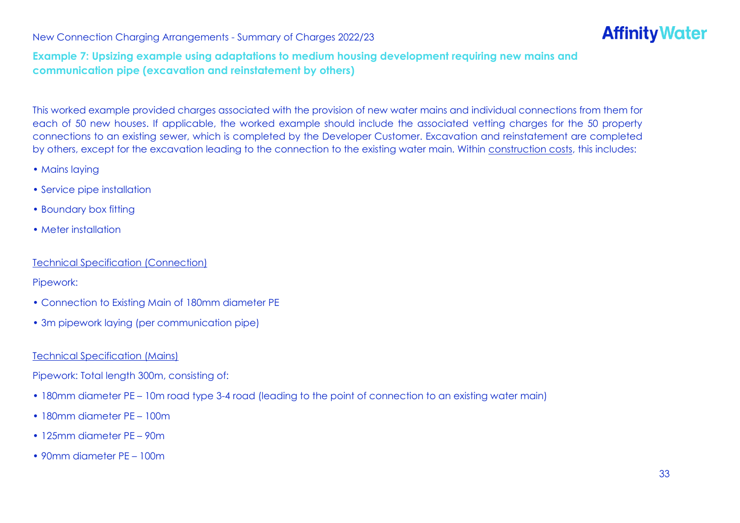## Example 7: Upsizing example using adaptations to medium housing development requiring new mains and communication pipe (excavation and reinstatement by others)

This worked example provided charges associated with the provision of new water mains and individual connections from them for each of 50 new houses. If applicable, the worked example should include the associated vetting charges for the 50 property connections to an existing sewer, which is completed by the Developer Customer. Excavation and reinstatement are completed by others, except for the excavation leading to the connection to the existing water main. Within construction costs, this includes:

- Mains laying
- Service pipe installation
- Boundary box fitting
- Meter installation

Technical Specification (Connection)

Pipework:

- Connection to Existing Main of 180mm diameter PE
- 3m pipework laying (per communication pipe)

Technical Specification (Mains)

Pipework: Total length 300m, consisting of:

- 180mm diameter PE – 10m road type 3-4 road (leading to the point of connection to an existing water main)
- 180mm diameter PE – 100m
- 125mm diameter PE – 90m
- 90mm diameter PE – 100m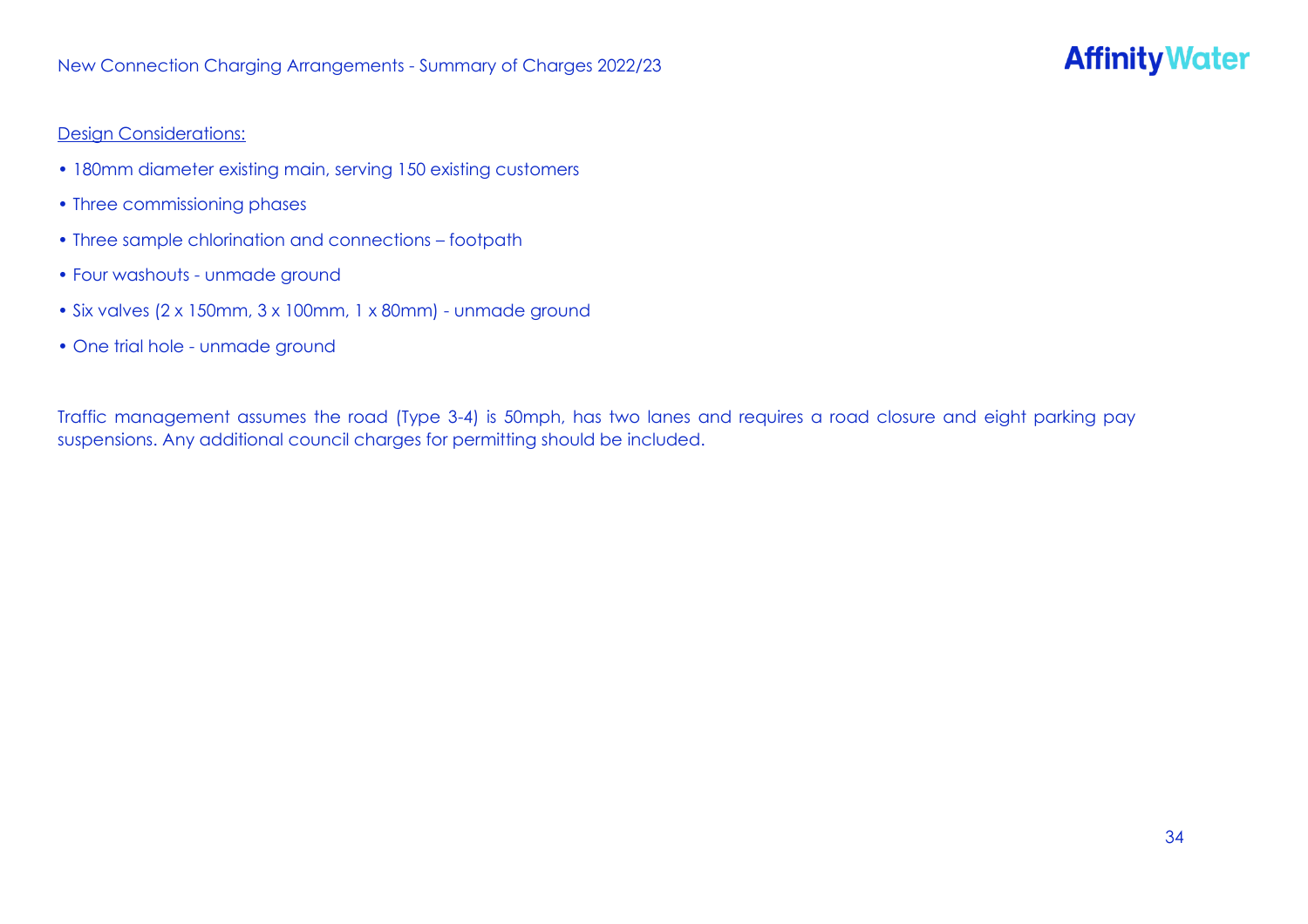Design Considerations:

- 180mm diameter existing main, serving 150 existing customers
- Three commissioning phases
- Three sample chlorination and connections – footpath
- Four washouts - unmade ground
- Six valves (2 x 150mm, 3 x 100mm, 1 x 80mm) - unmade ground
- One trial hole - unmade ground

Traffic management assumes the road (Type 3-4) is 50mph, has two lanes and requires a road closure and eight parking pay suspensions. Any additional council charges for permitting should be included.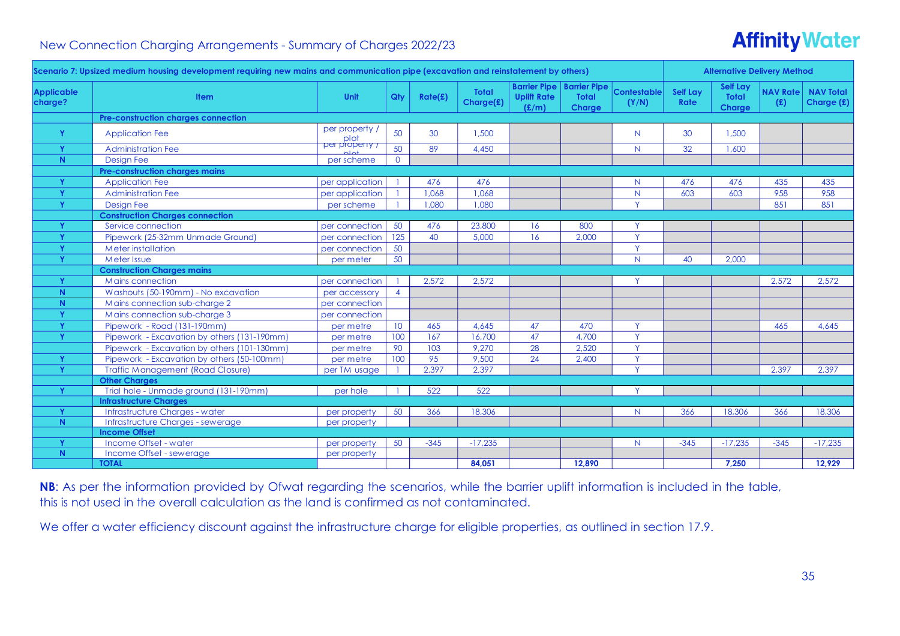New Connection Charging Arrangements - Summary of Charges 2022/23

| Scenario 7: Upsized medium housing development requiring new mains and communication pipe (excavation and reinstatement by others) | | | | | | | | | Alternative Delivery Method | | | |
|---|---|---|---|---|---|---|---|---|---|---|---|---|
| Applicable charge? | Item | Unit | Qty | Rate(£) | Total Charge(£) | Barrier Pipe Uplift Rate (£/m) | Barrier Pipe Total Charge | Contestable (Y/N) | Self Lay Rate | Self Lay Total Charge | NAV Rate (£) | NAV Total Charge (£) |
| | **Pre-construction charges connection** | | | | | | | | | | | |
| Y | Application Fee | per property / plot | 50 | 30 | 1,500 | | | N | 30 | 1,500 | | |
| Y | Administration Fee | per property / plot | 50 | 89 | 4,450 | | | N | 32 | 1,600 | | |
| N | Design Fee | per scheme | 0 | | | | | | | | | |
| | **Pre-construction charges mains** | | | | | | | | | | | |
| Y | Application Fee | per application | 1 | 476 | 476 | | | N | 476 | 476 | 435 | 435 |
| Y | Administration Fee | per application | 1 | 1,068 | 1,068 | | | N | 603 | 603 | 958 | 958 |
| Y | Design Fee | per scheme | 1 | 1,080 | 1,080 | | | Y | | | 851 | 851 |
| | **Construction Charges connection** | | | | | | | | | | | |
| Y | Service connection | per connection | 50 | 476 | 23,800 | 16 | 800 | Y | | | | |
| Y | Pipework (25-32mm Unmade Ground) | per connection | 125 | 40 | 5,000 | 16 | 2,000 | Y | | | | |
| Y | Meter installation | per connection | 50 | | | | | Y | | | | |
| Y | Meter Issue | per meter | 50 | | | | | N | 40 | 2,000 | | |
| | **Construction Charges mains** | | | | | | | | | | | |
| Y | Mains connection | per connection | 1 | 2,572 | 2,572 | | | Y | | | 2,572 | 2,572 |
| N | Washouts (50-190mm) - No excavation | per accessory | 4 | | | | | | | | | |
| N | Mains connection sub-charge 2 | per connection | | | | | | | | | | |
| Y | Mains connection sub-charge 3 | per connection | | | | | | | | | | |
| Y | Pipework - Road (131-190mm) | per metre | 10 | 465 | 4,645 | 47 | 470 | Y | | | 465 | 4,645 |
| Y | Pipework - Excavation by others (131-190mm) | per metre | 100 | 167 | 16,700 | 47 | 4,700 | Y | | | | |
| | Pipework - Excavation by others (101-130mm) | per metre | 90 | 103 | 9,270 | 28 | 2,520 | Y | | | | |
| Y | Pipework - Excavation by others (50-100mm) | per metre | 100 | 95 | 9,500 | 24 | 2,400 | Y | | | | |
| Y | Traffic Management (Road Closure) | per TM usage | 1 | 2,397 | 2,397 | | | Y | | | 2,397 | 2,397 |
| | **Other Charges** | | | | | | | | | | | |
| Y | Trial hole - Unmade ground (131-190mm) | per hole | 1 | 522 | 522 | | | Y | | | | |
| | **Infrastructure Charges** | | | | | | | | | | | |
| Y | Infrastructure Charges - water | per property | 50 | 366 | 18,306 | | | N | 366 | 18,306 | 366 | 18,306 |
| N | Infrastructure Charges - sewerage | per property | | | | | | | | | | |
| | **Income Offset** | | | | | | | | | | | |
| Y | Income Offset - water | per property | 50 | -345 | -17,235 | | | N | -345 | -17,235 | -345 | -17,235 |
| N | Income Offset - sewerage | per property | | | | | | | | | | |
| | **TOTAL** | | | | **84,051** | | **12,890** | | | **7,250** | | **12,929** |

**NB**: As per the information provided by Ofwat regarding the scenarios, while the barrier uplift information is included in the table, this is not used in the overall calculation as the land is confirmed as not contaminated.

We offer a water efficiency discount against the infrastructure charge for eligible properties, as outlined in section 17.9.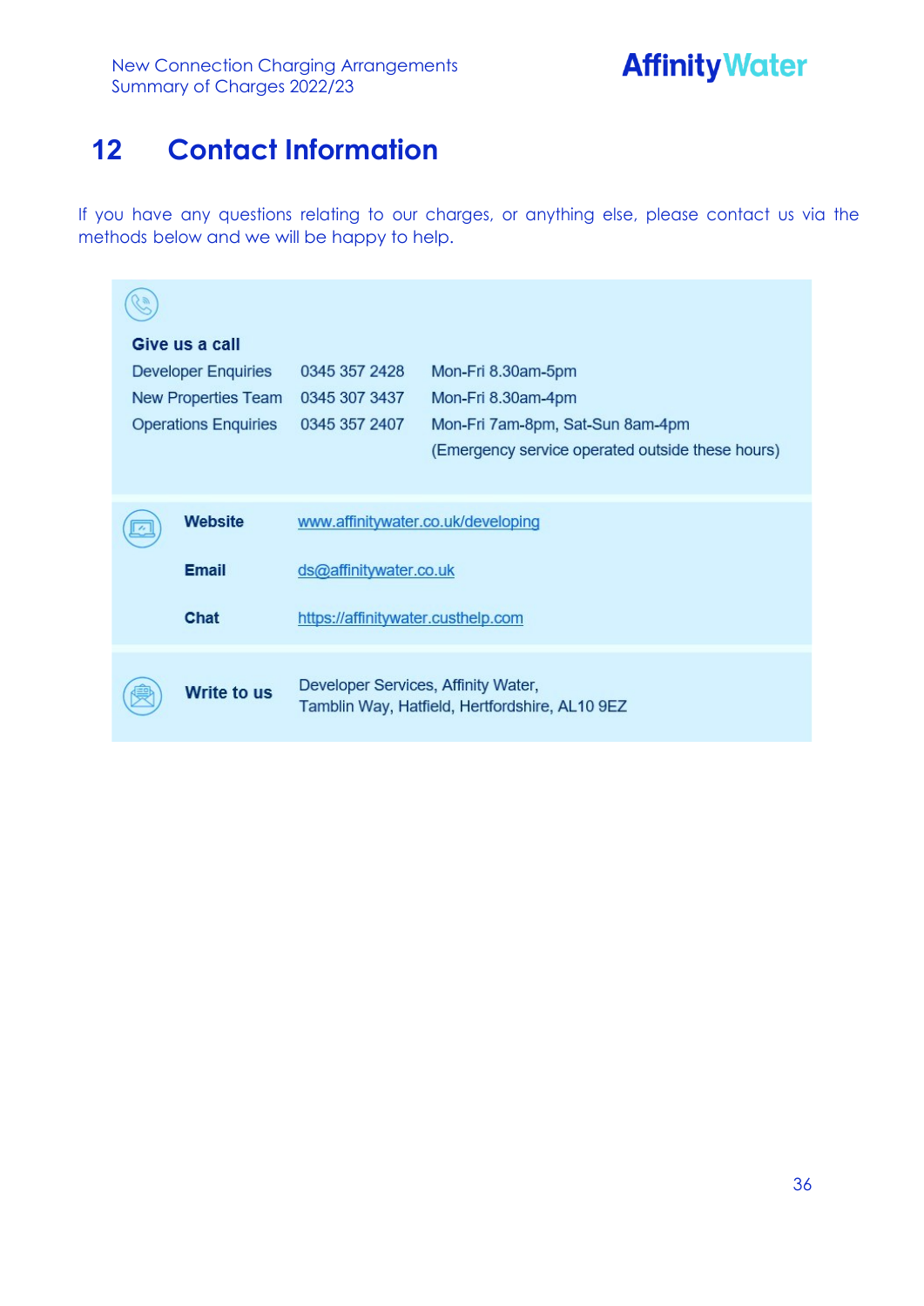# 12 Contact Information

If you have any questions relating to our charges, or anything else, please contact us via the methods below and we will be happy to help.

**Give us a call**

| | | |
|---|---|---|
| Developer Enquiries | 0345 357 2428 | Mon-Fri 8.30am-5pm |
| New Properties Team | 0345 307 3437 | Mon-Fri 8.30am-4pm |
| Operations Enquiries | 0345 357 2407 | Mon-Fri 7am-8pm, Sat-Sun 8am-4pm (Emergency service operated outside these hours) |

| | |
|---|---|
| **Website** | www.affinitywater.co.uk/developing |
| **Email** | ds@affinitywater.co.uk |
| **Chat** | https://affinitywater.custhelp.com |

**Write to us**

Developer Services, Affinity Water,
Tamblin Way, Hatfield, Hertfordshire, AL10 9EZ